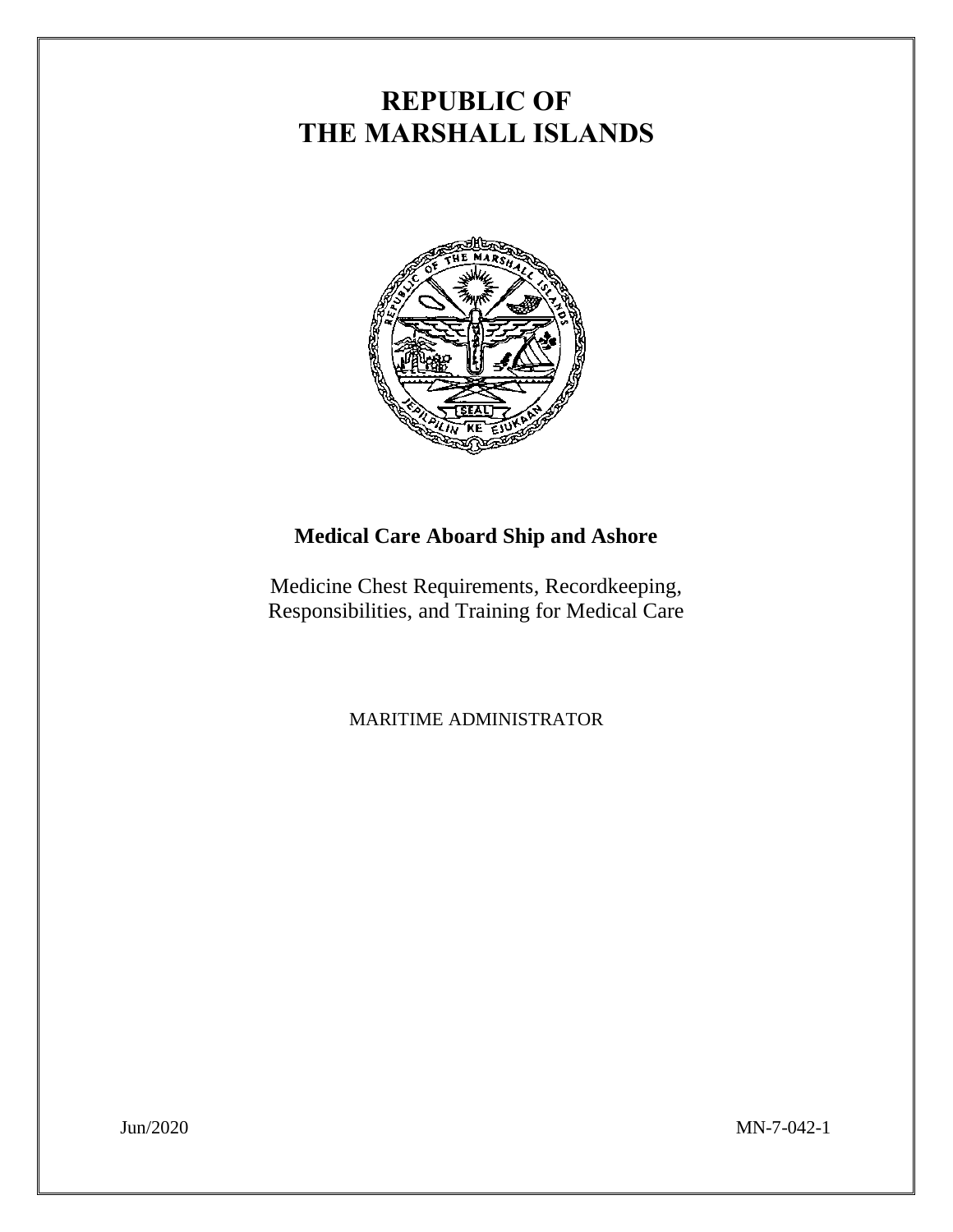# REPUBLIC OF THE MARSHALL ISLANDS

## Medical Care Aboard Ship and Ashore

Medicine Chest Requirements, Recordkeeping, Responsibilities, and Training for Medical Care

MARITIME ADMINISTRATOR

Jun/2020

MN-7-042-1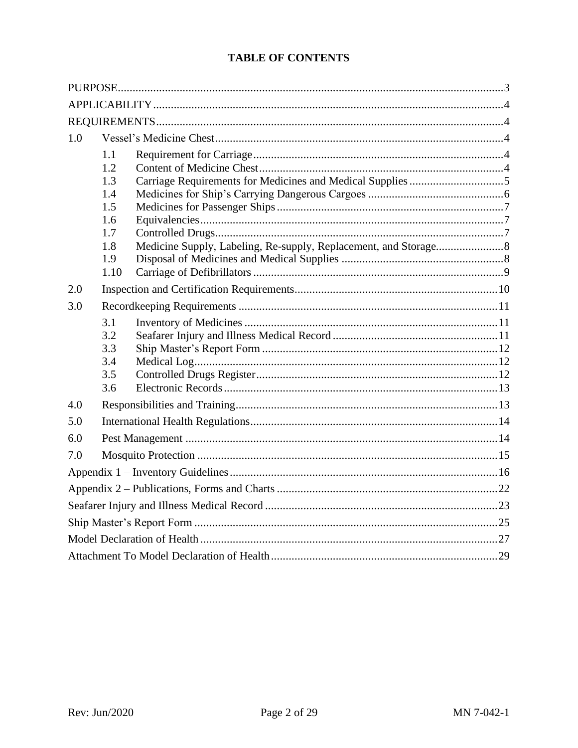# TABLE OF CONTENTS

PURPOSE......3

APPLICABILITY......4

REQUIREMENTS......4

1.0 Vessel's Medicine Chest......4

- 1.1 Requirement for Carriage......4
- 1.2 Content of Medicine Chest......4
- 1.3 Carriage Requirements for Medicines and Medical Supplies......5
- 1.4 Medicines for Ship's Carrying Dangerous Cargoes......6
- 1.5 Medicines for Passenger Ships......7
- 1.6 Equivalencies......7
- 1.7 Controlled Drugs......7
- 1.8 Medicine Supply, Labeling, Re-supply, Replacement, and Storage......8
- 1.9 Disposal of Medicines and Medical Supplies......8
- 1.10 Carriage of Defibrillators......9

2.0 Inspection and Certification Requirements......10

3.0 Recordkeeping Requirements......11

- 3.1 Inventory of Medicines......11
- 3.2 Seafarer Injury and Illness Medical Record......11
- 3.3 Ship Master's Report Form......12
- 3.4 Medical Log......12
- 3.5 Controlled Drugs Register......12
- 3.6 Electronic Records......13

4.0 Responsibilities and Training......13

5.0 International Health Regulations......14

6.0 Pest Management......14

7.0 Mosquito Protection......15

Appendix 1 – Inventory Guidelines......16

Appendix 2 – Publications, Forms and Charts......22

Seafarer Injury and Illness Medical Record......23

Ship Master's Report Form......25

Model Declaration of Health......27

Attachment To Model Declaration of Health......29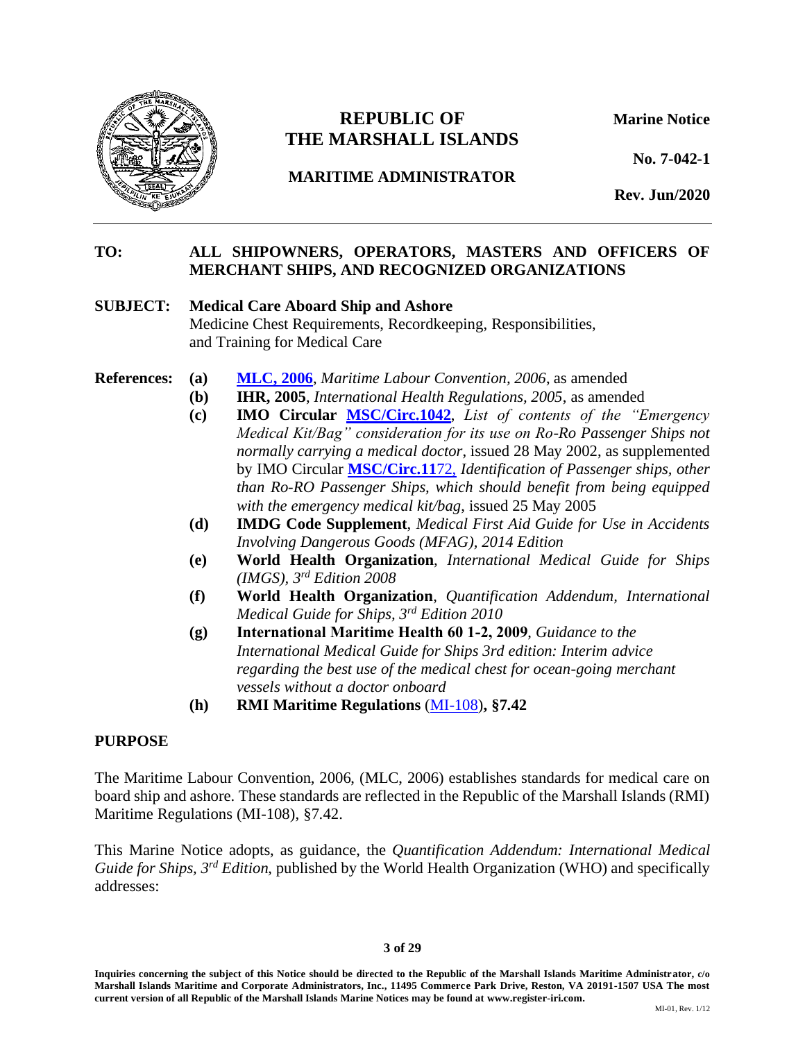# REPUBLIC OF THE MARSHALL ISLANDS

**MARITIME ADMINISTRATOR**

**Marine Notice**

**No. 7-042-1**

**Rev. Jun/2020**

---

**TO:** **ALL SHIPOWNERS, OPERATORS, MASTERS AND OFFICERS OF MERCHANT SHIPS, AND RECOGNIZED ORGANIZATIONS**

**SUBJECT:** **Medical Care Aboard Ship and Ashore**
Medicine Chest Requirements, Recordkeeping, Responsibilities, and Training for Medical Care

**References:**

- **(a)** **MLC, 2006**, *Maritime Labour Convention, 2006*, as amended
- **(b)** **IHR, 2005**, *International Health Regulations, 2005*, as amended
- **(c)** **IMO Circular MSC/Circ.1042**, *List of contents of the "Emergency Medical Kit/Bag" consideration for its use on Ro-Ro Passenger Ships not normally carrying a medical doctor*, issued 28 May 2002, as supplemented by IMO Circular **MSC/Circ.11**72, *Identification of Passenger ships, other than Ro-RO Passenger Ships, which should benefit from being equipped with the emergency medical kit/bag,* issued 25 May 2005
- **(d)** **IMDG Code Supplement**, *Medical First Aid Guide for Use in Accidents Involving Dangerous Goods (MFAG), 2014 Edition*
- **(e)** **World Health Organization**, *International Medical Guide for Ships (IMGS), 3rd Edition 2008*
- **(f)** **World Health Organization**, *Quantification Addendum, International Medical Guide for Ships, 3rd Edition 2010*
- **(g)** **International Maritime Health 60 1-2, 2009**, *Guidance to the International Medical Guide for Ships 3rd edition: Interim advice regarding the best use of the medical chest for ocean-going merchant vessels without a doctor onboard*
- **(h)** **RMI Maritime Regulations** (MI-108)**, §7.42**

## PURPOSE

The Maritime Labour Convention, 2006, (MLC, 2006) establishes standards for medical care on board ship and ashore. These standards are reflected in the Republic of the Marshall Islands (RMI) Maritime Regulations (MI-108), §7.42.

This Marine Notice adopts, as guidance, the *Quantification Addendum: International Medical Guide for Ships, 3rd Edition*, published by the World Health Organization (WHO) and specifically addresses: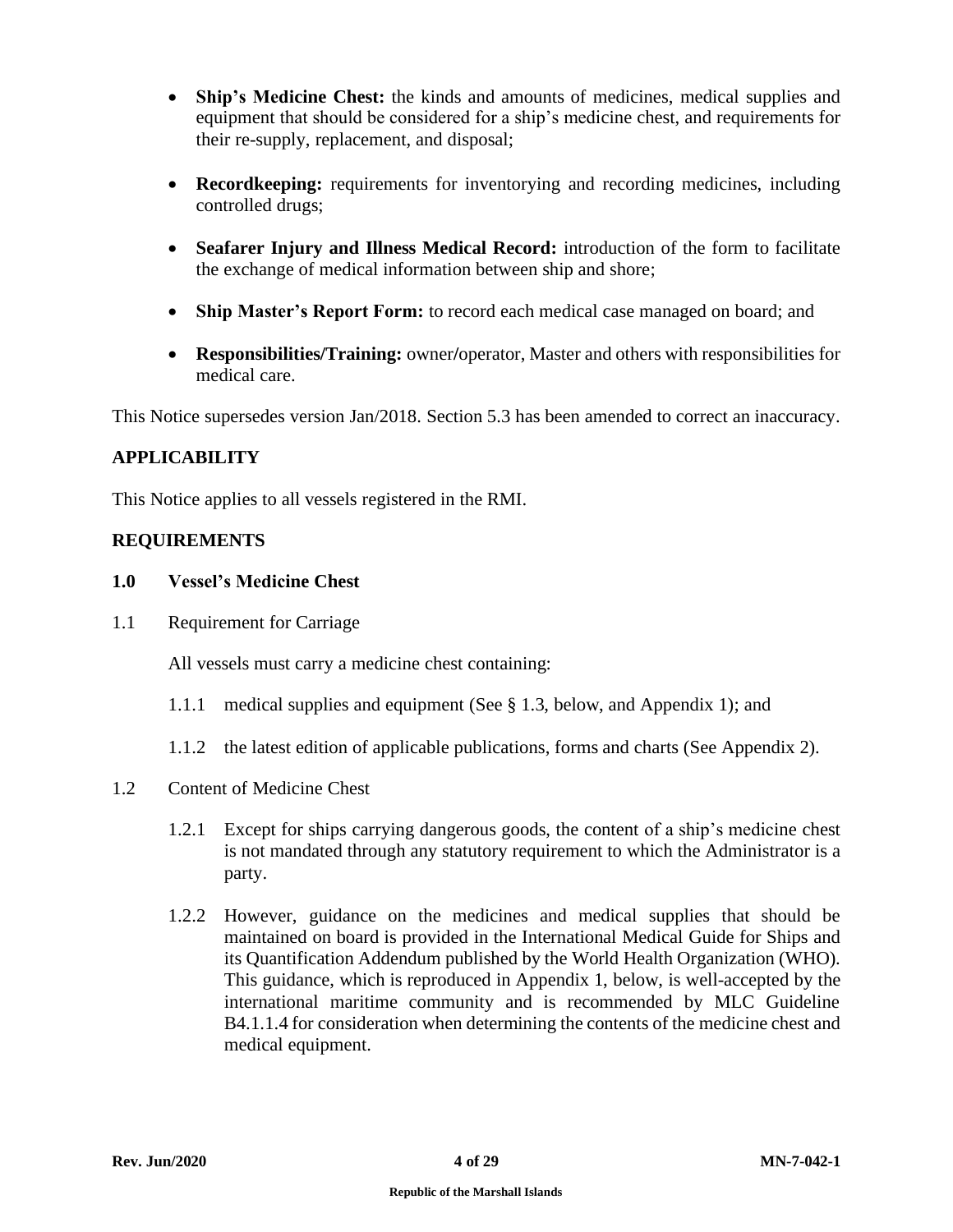- **Ship's Medicine Chest:** the kinds and amounts of medicines, medical supplies and equipment that should be considered for a ship's medicine chest, and requirements for their re-supply, replacement, and disposal;

- **Recordkeeping:** requirements for inventorying and recording medicines, including controlled drugs;

- **Seafarer Injury and Illness Medical Record:** introduction of the form to facilitate the exchange of medical information between ship and shore;

- **Ship Master's Report Form:** to record each medical case managed on board; and

- **Responsibilities/Training:** owner/operator, Master and others with responsibilities for medical care.

This Notice supersedes version Jan/2018. Section 5.3 has been amended to correct an inaccuracy.

## APPLICABILITY

This Notice applies to all vessels registered in the RMI.

## REQUIREMENTS

### 1.0 Vessel's Medicine Chest

1.1 Requirement for Carriage

All vessels must carry a medicine chest containing:

1.1.1 medical supplies and equipment (See § 1.3, below, and Appendix 1); and

1.1.2 the latest edition of applicable publications, forms and charts (See Appendix 2).

1.2 Content of Medicine Chest

1.2.1 Except for ships carrying dangerous goods, the content of a ship's medicine chest is not mandated through any statutory requirement to which the Administrator is a party.

1.2.2 However, guidance on the medicines and medical supplies that should be maintained on board is provided in the International Medical Guide for Ships and its Quantification Addendum published by the World Health Organization (WHO). This guidance, which is reproduced in Appendix 1, below, is well-accepted by the international maritime community and is recommended by MLC Guideline B4.1.1.4 for consideration when determining the contents of the medicine chest and medical equipment.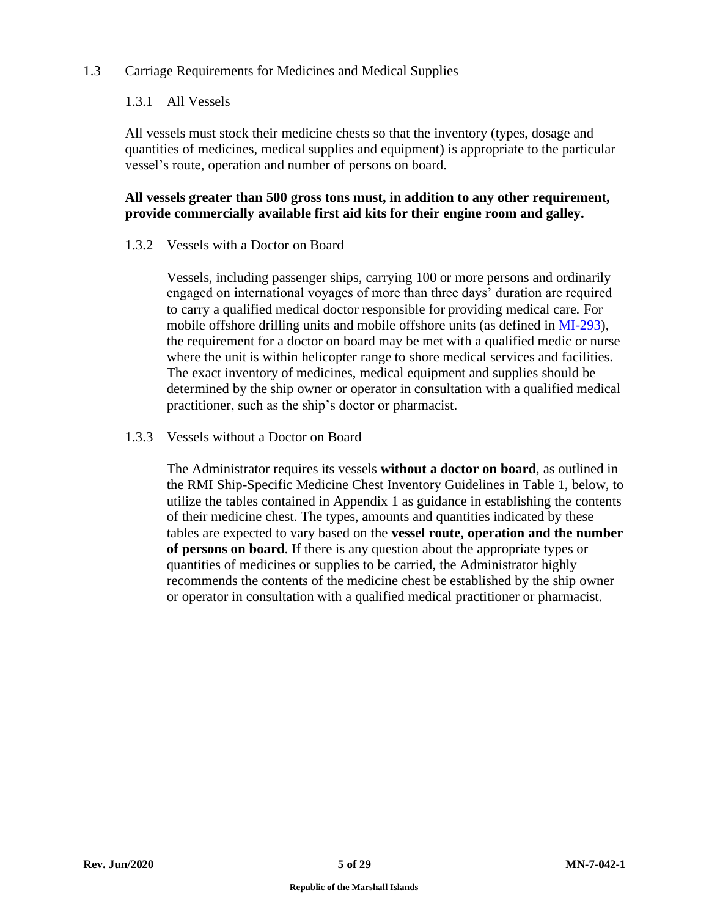## 1.3 Carriage Requirements for Medicines and Medical Supplies

### 1.3.1 All Vessels

All vessels must stock their medicine chests so that the inventory (types, dosage and quantities of medicines, medical supplies and equipment) is appropriate to the particular vessel's route, operation and number of persons on board.

**All vessels greater than 500 gross tons must, in addition to any other requirement, provide commercially available first aid kits for their engine room and galley.**

### 1.3.2 Vessels with a Doctor on Board

Vessels, including passenger ships, carrying 100 or more persons and ordinarily engaged on international voyages of more than three days' duration are required to carry a qualified medical doctor responsible for providing medical care. For mobile offshore drilling units and mobile offshore units (as defined in MI-293), the requirement for a doctor on board may be met with a qualified medic or nurse where the unit is within helicopter range to shore medical services and facilities. The exact inventory of medicines, medical equipment and supplies should be determined by the ship owner or operator in consultation with a qualified medical practitioner, such as the ship's doctor or pharmacist.

### 1.3.3 Vessels without a Doctor on Board

The Administrator requires its vessels **without a doctor on board**, as outlined in the RMI Ship-Specific Medicine Chest Inventory Guidelines in Table 1, below, to utilize the tables contained in Appendix 1 as guidance in establishing the contents of their medicine chest. The types, amounts and quantities indicated by these tables are expected to vary based on the **vessel route, operation and the number of persons on board**. If there is any question about the appropriate types or quantities of medicines or supplies to be carried, the Administrator highly recommends the contents of the medicine chest be established by the ship owner or operator in consultation with a qualified medical practitioner or pharmacist.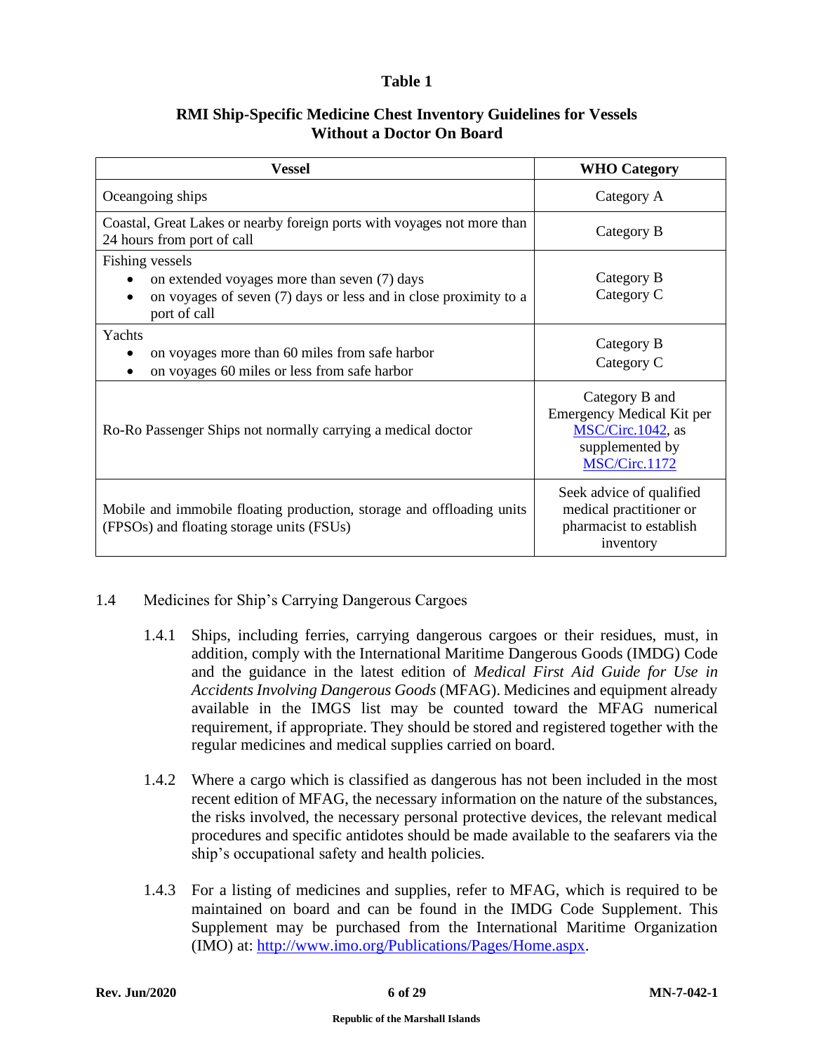**Table 1**

**RMI Ship-Specific Medicine Chest Inventory Guidelines for Vessels Without a Doctor On Board**

| Vessel | WHO Category |
|---|---|
| Oceangoing ships | Category A |
| Coastal, Great Lakes or nearby foreign ports with voyages not more than 24 hours from port of call | Category B |
| Fishing vessels<br>• on extended voyages more than seven (7) days<br>• on voyages of seven (7) days or less and in close proximity to a port of call | Category B<br>Category C |
| Yachts<br>• on voyages more than 60 miles from safe harbor<br>• on voyages 60 miles or less from safe harbor | Category B<br>Category C |
| Ro-Ro Passenger Ships not normally carrying a medical doctor | Category B and Emergency Medical Kit per MSC/Circ.1042, as supplemented by MSC/Circ.1172 |
| Mobile and immobile floating production, storage and offloading units (FPSOs) and floating storage units (FSUs) | Seek advice of qualified medical practitioner or pharmacist to establish inventory |

1.4 Medicines for Ship's Carrying Dangerous Cargoes

1.4.1 Ships, including ferries, carrying dangerous cargoes or their residues, must, in addition, comply with the International Maritime Dangerous Goods (IMDG) Code and the guidance in the latest edition of *Medical First Aid Guide for Use in Accidents Involving Dangerous Goods* (MFAG). Medicines and equipment already available in the IMGS list may be counted toward the MFAG numerical requirement, if appropriate. They should be stored and registered together with the regular medicines and medical supplies carried on board.

1.4.2 Where a cargo which is classified as dangerous has not been included in the most recent edition of MFAG, the necessary information on the nature of the substances, the risks involved, the necessary personal protective devices, the relevant medical procedures and specific antidotes should be made available to the seafarers via the ship's occupational safety and health policies.

1.4.3 For a listing of medicines and supplies, refer to MFAG, which is required to be maintained on board and can be found in the IMDG Code Supplement. This Supplement may be purchased from the International Maritime Organization (IMO) at: http://www.imo.org/Publications/Pages/Home.aspx.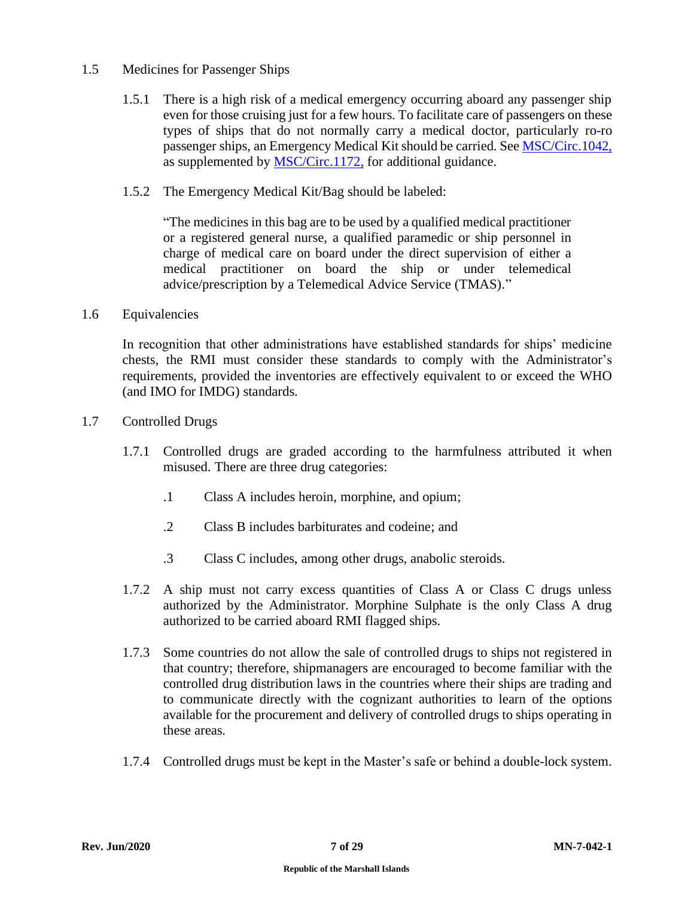## 1.5 Medicines for Passenger Ships

1.5.1 There is a high risk of a medical emergency occurring aboard any passenger ship even for those cruising just for a few hours. To facilitate care of passengers on these types of ships that do not normally carry a medical doctor, particularly ro-ro passenger ships, an Emergency Medical Kit should be carried. See MSC/Circ.1042, as supplemented by MSC/Circ.1172, for additional guidance.

1.5.2 The Emergency Medical Kit/Bag should be labeled:

> "The medicines in this bag are to be used by a qualified medical practitioner or a registered general nurse, a qualified paramedic or ship personnel in charge of medical care on board under the direct supervision of either a medical practitioner on board the ship or under telemedical advice/prescription by a Telemedical Advice Service (TMAS)."

## 1.6 Equivalencies

In recognition that other administrations have established standards for ships' medicine chests, the RMI must consider these standards to comply with the Administrator's requirements, provided the inventories are effectively equivalent to or exceed the WHO (and IMO for IMDG) standards.

## 1.7 Controlled Drugs

1.7.1 Controlled drugs are graded according to the harmfulness attributed it when misused. There are three drug categories:

- .1 Class A includes heroin, morphine, and opium;
- .2 Class B includes barbiturates and codeine; and
- .3 Class C includes, among other drugs, anabolic steroids.

1.7.2 A ship must not carry excess quantities of Class A or Class C drugs unless authorized by the Administrator. Morphine Sulphate is the only Class A drug authorized to be carried aboard RMI flagged ships.

1.7.3 Some countries do not allow the sale of controlled drugs to ships not registered in that country; therefore, shipmanagers are encouraged to become familiar with the controlled drug distribution laws in the countries where their ships are trading and to communicate directly with the cognizant authorities to learn of the options available for the procurement and delivery of controlled drugs to ships operating in these areas.

1.7.4 Controlled drugs must be kept in the Master's safe or behind a double-lock system.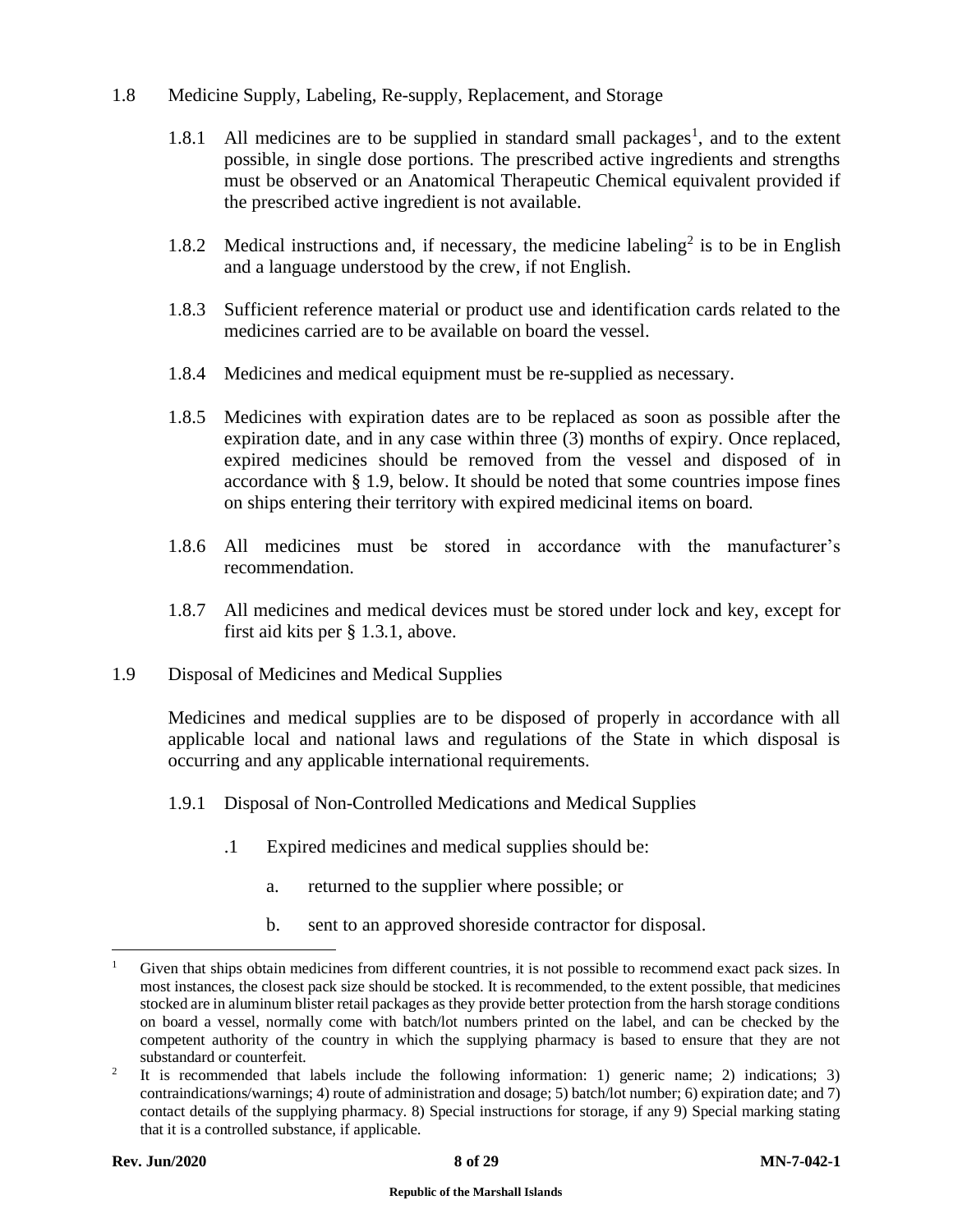## 1.8 Medicine Supply, Labeling, Re-supply, Replacement, and Storage

1.8.1 All medicines are to be supplied in standard small packages[1], and to the extent possible, in single dose portions. The prescribed active ingredients and strengths must be observed or an Anatomical Therapeutic Chemical equivalent provided if the prescribed active ingredient is not available.

1.8.2 Medical instructions and, if necessary, the medicine labeling[2] is to be in English and a language understood by the crew, if not English.

1.8.3 Sufficient reference material or product use and identification cards related to the medicines carried are to be available on board the vessel.

1.8.4 Medicines and medical equipment must be re-supplied as necessary.

1.8.5 Medicines with expiration dates are to be replaced as soon as possible after the expiration date, and in any case within three (3) months of expiry. Once replaced, expired medicines should be removed from the vessel and disposed of in accordance with § 1.9, below. It should be noted that some countries impose fines on ships entering their territory with expired medicinal items on board.

1.8.6 All medicines must be stored in accordance with the manufacturer's recommendation.

1.8.7 All medicines and medical devices must be stored under lock and key, except for first aid kits per § 1.3.1, above.

## 1.9 Disposal of Medicines and Medical Supplies

Medicines and medical supplies are to be disposed of properly in accordance with all applicable local and national laws and regulations of the State in which disposal is occurring and any applicable international requirements.

1.9.1 Disposal of Non-Controlled Medications and Medical Supplies

.1 Expired medicines and medical supplies should be:

a. returned to the supplier where possible; or

b. sent to an approved shoreside contractor for disposal.

---

[1] Given that ships obtain medicines from different countries, it is not possible to recommend exact pack sizes. In most instances, the closest pack size should be stocked. It is recommended, to the extent possible, that medicines stocked are in aluminum blister retail packages as they provide better protection from the harsh storage conditions on board a vessel, normally come with batch/lot numbers printed on the label, and can be checked by the competent authority of the country in which the supplying pharmacy is based to ensure that they are not substandard or counterfeit.

[2] It is recommended that labels include the following information: 1) generic name; 2) indications; 3) contraindications/warnings; 4) route of administration and dosage; 5) batch/lot number; 6) expiration date; and 7) contact details of the supplying pharmacy. 8) Special instructions for storage, if any 9) Special marking stating that it is a controlled substance, if applicable.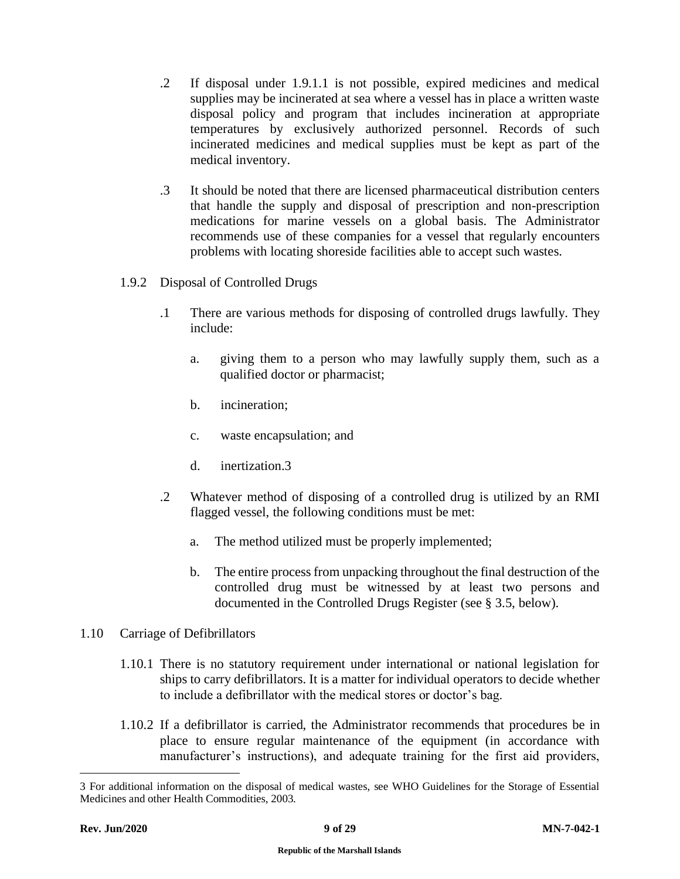.2 If disposal under 1.9.1.1 is not possible, expired medicines and medical supplies may be incinerated at sea where a vessel has in place a written waste disposal policy and program that includes incineration at appropriate temperatures by exclusively authorized personnel. Records of such incinerated medicines and medical supplies must be kept as part of the medical inventory.

.3 It should be noted that there are licensed pharmaceutical distribution centers that handle the supply and disposal of prescription and non-prescription medications for marine vessels on a global basis. The Administrator recommends use of these companies for a vessel that regularly encounters problems with locating shoreside facilities able to accept such wastes.

1.9.2 Disposal of Controlled Drugs

.1 There are various methods for disposing of controlled drugs lawfully. They include:

a. giving them to a person who may lawfully supply them, such as a qualified doctor or pharmacist;

b. incineration;

c. waste encapsulation; and

d. inertization.[3]

.2 Whatever method of disposing of a controlled drug is utilized by an RMI flagged vessel, the following conditions must be met:

a. The method utilized must be properly implemented;

b. The entire process from unpacking throughout the final destruction of the controlled drug must be witnessed by at least two persons and documented in the Controlled Drugs Register (see § 3.5, below).

## 1.10 Carriage of Defibrillators

1.10.1 There is no statutory requirement under international or national legislation for ships to carry defibrillators. It is a matter for individual operators to decide whether to include a defibrillator with the medical stores or doctor's bag.

1.10.2 If a defibrillator is carried, the Administrator recommends that procedures be in place to ensure regular maintenance of the equipment (in accordance with manufacturer's instructions), and adequate training for the first aid providers,

---

[3] For additional information on the disposal of medical wastes, see WHO Guidelines for the Storage of Essential Medicines and other Health Commodities, 2003.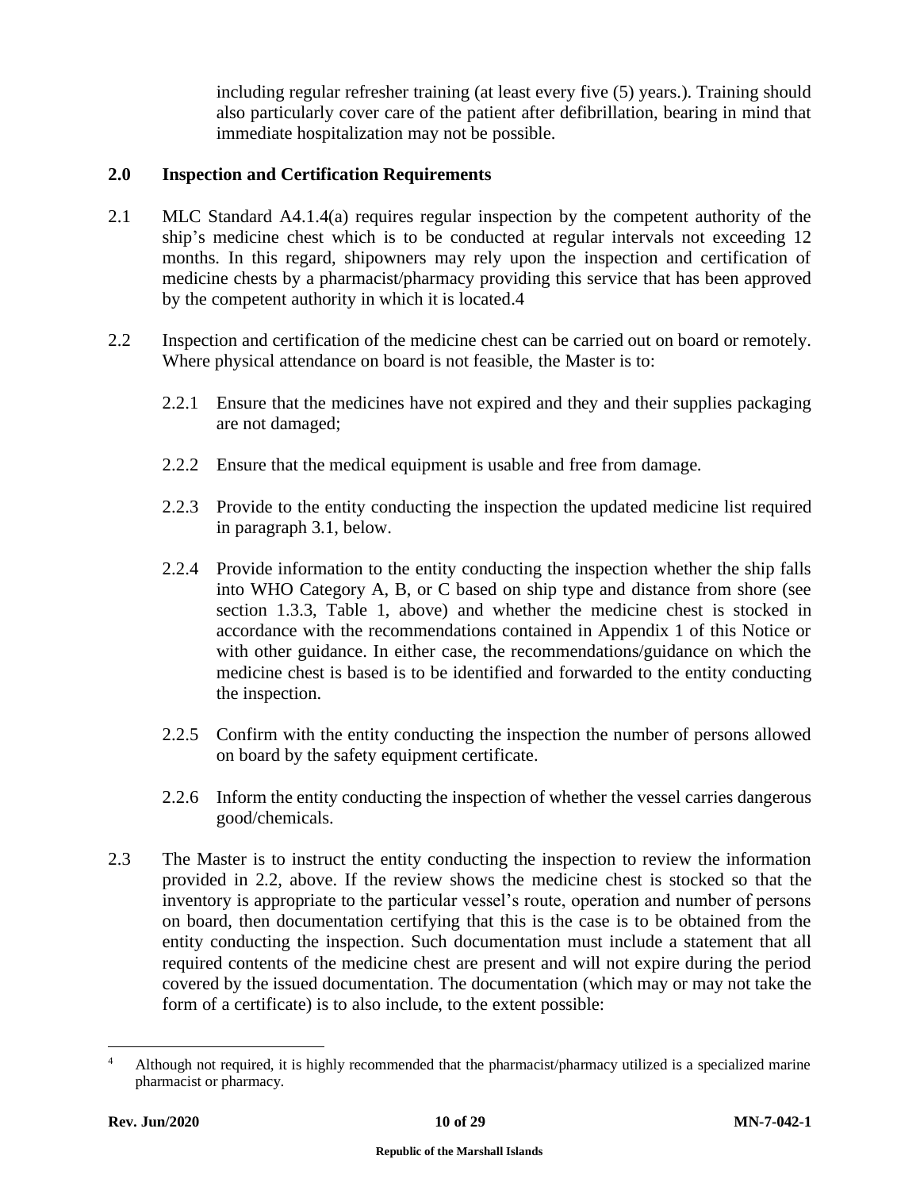including regular refresher training (at least every five (5) years.). Training should also particularly cover care of the patient after defibrillation, bearing in mind that immediate hospitalization may not be possible.

## 2.0 Inspection and Certification Requirements

2.1 MLC Standard A4.1.4(a) requires regular inspection by the competent authority of the ship's medicine chest which is to be conducted at regular intervals not exceeding 12 months. In this regard, shipowners may rely upon the inspection and certification of medicine chests by a pharmacist/pharmacy providing this service that has been approved by the competent authority in which it is located.[4]

2.2 Inspection and certification of the medicine chest can be carried out on board or remotely. Where physical attendance on board is not feasible, the Master is to:

2.2.1 Ensure that the medicines have not expired and they and their supplies packaging are not damaged;

2.2.2 Ensure that the medical equipment is usable and free from damage.

2.2.3 Provide to the entity conducting the inspection the updated medicine list required in paragraph 3.1, below.

2.2.4 Provide information to the entity conducting the inspection whether the ship falls into WHO Category A, B, or C based on ship type and distance from shore (see section 1.3.3, Table 1, above) and whether the medicine chest is stocked in accordance with the recommendations contained in Appendix 1 of this Notice or with other guidance. In either case, the recommendations/guidance on which the medicine chest is based is to be identified and forwarded to the entity conducting the inspection.

2.2.5 Confirm with the entity conducting the inspection the number of persons allowed on board by the safety equipment certificate.

2.2.6 Inform the entity conducting the inspection of whether the vessel carries dangerous good/chemicals.

2.3 The Master is to instruct the entity conducting the inspection to review the information provided in 2.2, above. If the review shows the medicine chest is stocked so that the inventory is appropriate to the particular vessel's route, operation and number of persons on board, then documentation certifying that this is the case is to be obtained from the entity conducting the inspection. Such documentation must include a statement that all required contents of the medicine chest are present and will not expire during the period covered by the issued documentation. The documentation (which may or may not take the form of a certificate) is to also include, to the extent possible:

---

[4] Although not required, it is highly recommended that the pharmacist/pharmacy utilized is a specialized marine pharmacist or pharmacy.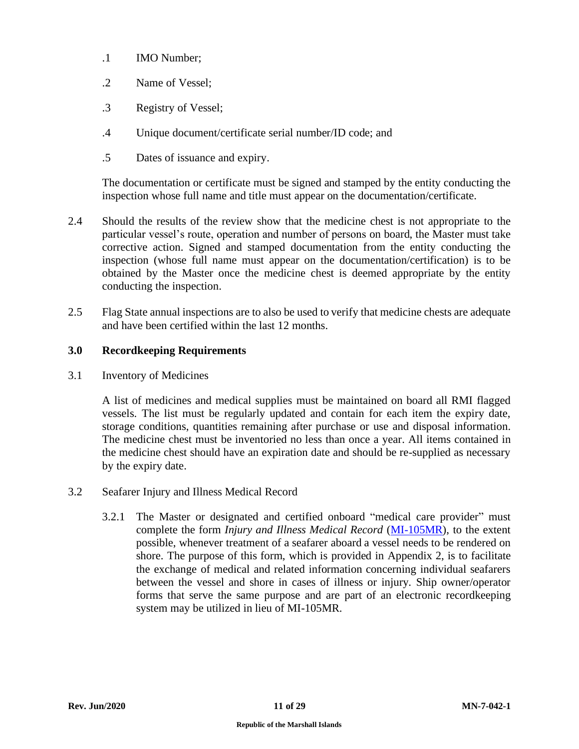.1 IMO Number;

.2 Name of Vessel;

.3 Registry of Vessel;

.4 Unique document/certificate serial number/ID code; and

.5 Dates of issuance and expiry.

The documentation or certificate must be signed and stamped by the entity conducting the inspection whose full name and title must appear on the documentation/certificate.

2.4 Should the results of the review show that the medicine chest is not appropriate to the particular vessel's route, operation and number of persons on board, the Master must take corrective action. Signed and stamped documentation from the entity conducting the inspection (whose full name must appear on the documentation/certification) is to be obtained by the Master once the medicine chest is deemed appropriate by the entity conducting the inspection.

2.5 Flag State annual inspections are to also be used to verify that medicine chests are adequate and have been certified within the last 12 months.

## 3.0 Recordkeeping Requirements

3.1 Inventory of Medicines

A list of medicines and medical supplies must be maintained on board all RMI flagged vessels. The list must be regularly updated and contain for each item the expiry date, storage conditions, quantities remaining after purchase or use and disposal information. The medicine chest must be inventoried no less than once a year. All items contained in the medicine chest should have an expiration date and should be re-supplied as necessary by the expiry date.

3.2 Seafarer Injury and Illness Medical Record

3.2.1 The Master or designated and certified onboard "medical care provider" must complete the form *Injury and Illness Medical Record* (MI-105MR), to the extent possible, whenever treatment of a seafarer aboard a vessel needs to be rendered on shore. The purpose of this form, which is provided in Appendix 2, is to facilitate the exchange of medical and related information concerning individual seafarers between the vessel and shore in cases of illness or injury. Ship owner/operator forms that serve the same purpose and are part of an electronic recordkeeping system may be utilized in lieu of MI-105MR.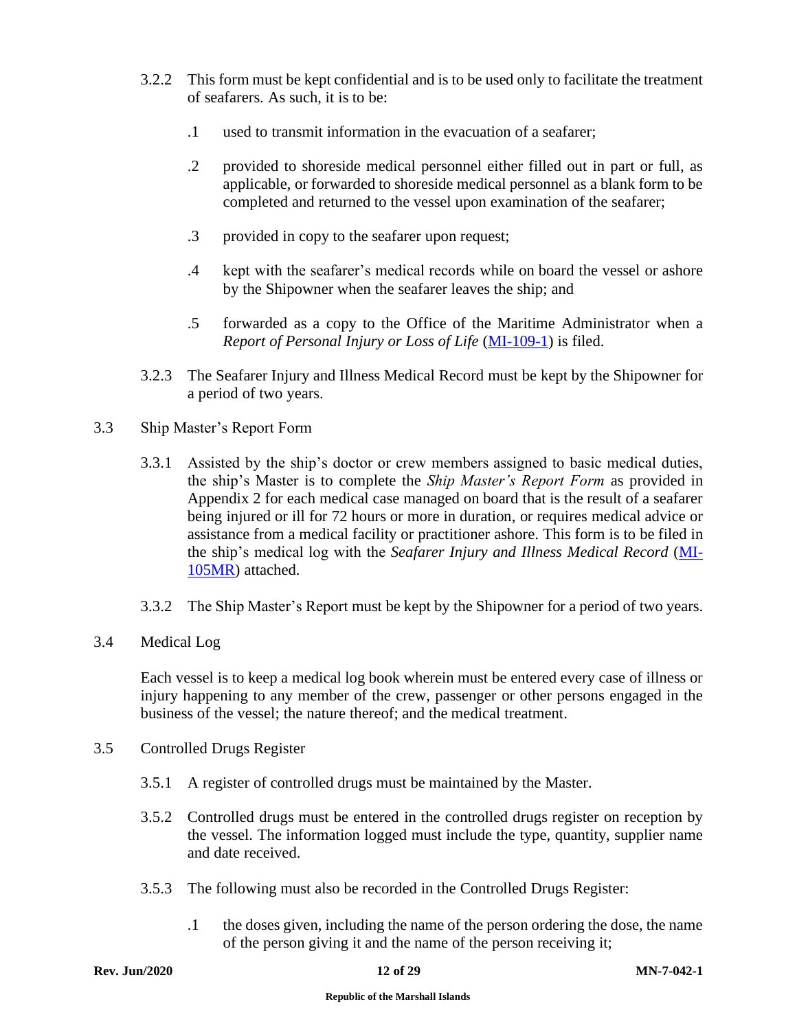3.2.2 This form must be kept confidential and is to be used only to facilitate the treatment of seafarers. As such, it is to be:

.1 used to transmit information in the evacuation of a seafarer;

.2 provided to shoreside medical personnel either filled out in part or full, as applicable, or forwarded to shoreside medical personnel as a blank form to be completed and returned to the vessel upon examination of the seafarer;

.3 provided in copy to the seafarer upon request;

.4 kept with the seafarer's medical records while on board the vessel or ashore by the Shipowner when the seafarer leaves the ship; and

.5 forwarded as a copy to the Office of the Maritime Administrator when a *Report of Personal Injury or Loss of Life* (MI-109-1) is filed.

3.2.3 The Seafarer Injury and Illness Medical Record must be kept by the Shipowner for a period of two years.

## 3.3 Ship Master's Report Form

3.3.1 Assisted by the ship's doctor or crew members assigned to basic medical duties, the ship's Master is to complete the *Ship Master's Report Form* as provided in Appendix 2 for each medical case managed on board that is the result of a seafarer being injured or ill for 72 hours or more in duration, or requires medical advice or assistance from a medical facility or practitioner ashore. This form is to be filed in the ship's medical log with the *Seafarer Injury and Illness Medical Record* (MI-105MR) attached.

3.3.2 The Ship Master's Report must be kept by the Shipowner for a period of two years.

## 3.4 Medical Log

Each vessel is to keep a medical log book wherein must be entered every case of illness or injury happening to any member of the crew, passenger or other persons engaged in the business of the vessel; the nature thereof; and the medical treatment.

## 3.5 Controlled Drugs Register

3.5.1 A register of controlled drugs must be maintained by the Master.

3.5.2 Controlled drugs must be entered in the controlled drugs register on reception by the vessel. The information logged must include the type, quantity, supplier name and date received.

3.5.3 The following must also be recorded in the Controlled Drugs Register:

.1 the doses given, including the name of the person ordering the dose, the name of the person giving it and the name of the person receiving it;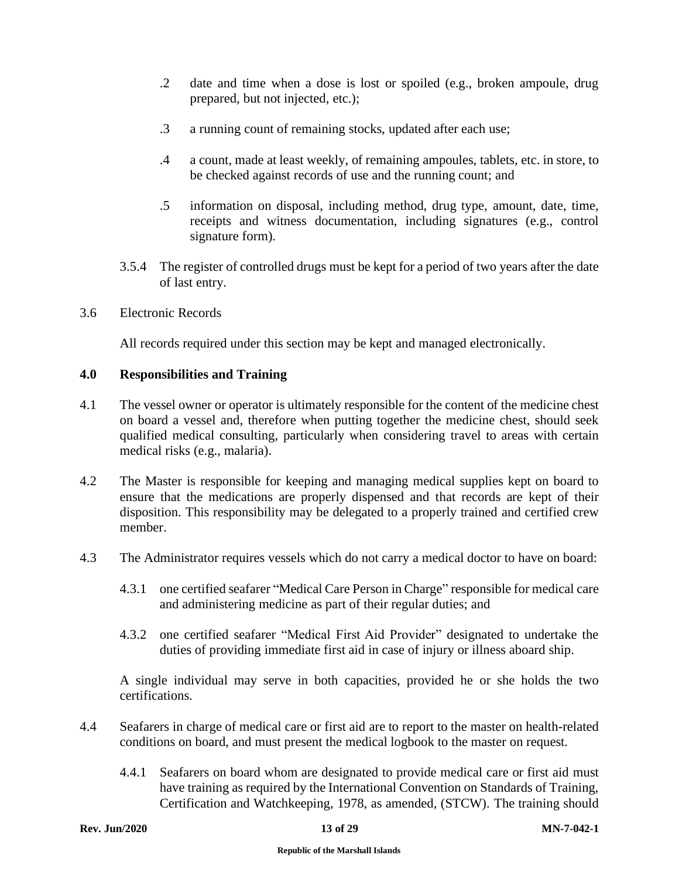.2 date and time when a dose is lost or spoiled (e.g., broken ampoule, drug prepared, but not injected, etc.);

.3 a running count of remaining stocks, updated after each use;

.4 a count, made at least weekly, of remaining ampoules, tablets, etc. in store, to be checked against records of use and the running count; and

.5 information on disposal, including method, drug type, amount, date, time, receipts and witness documentation, including signatures (e.g., control signature form).

3.5.4 The register of controlled drugs must be kept for a period of two years after the date of last entry.

3.6 Electronic Records

All records required under this section may be kept and managed electronically.

## 4.0 Responsibilities and Training

4.1 The vessel owner or operator is ultimately responsible for the content of the medicine chest on board a vessel and, therefore when putting together the medicine chest, should seek qualified medical consulting, particularly when considering travel to areas with certain medical risks (e.g., malaria).

4.2 The Master is responsible for keeping and managing medical supplies kept on board to ensure that the medications are properly dispensed and that records are kept of their disposition. This responsibility may be delegated to a properly trained and certified crew member.

4.3 The Administrator requires vessels which do not carry a medical doctor to have on board:

4.3.1 one certified seafarer "Medical Care Person in Charge" responsible for medical care and administering medicine as part of their regular duties; and

4.3.2 one certified seafarer "Medical First Aid Provider" designated to undertake the duties of providing immediate first aid in case of injury or illness aboard ship.

A single individual may serve in both capacities, provided he or she holds the two certifications.

4.4 Seafarers in charge of medical care or first aid are to report to the master on health-related conditions on board, and must present the medical logbook to the master on request.

4.4.1 Seafarers on board whom are designated to provide medical care or first aid must have training as required by the International Convention on Standards of Training, Certification and Watchkeeping, 1978, as amended, (STCW). The training should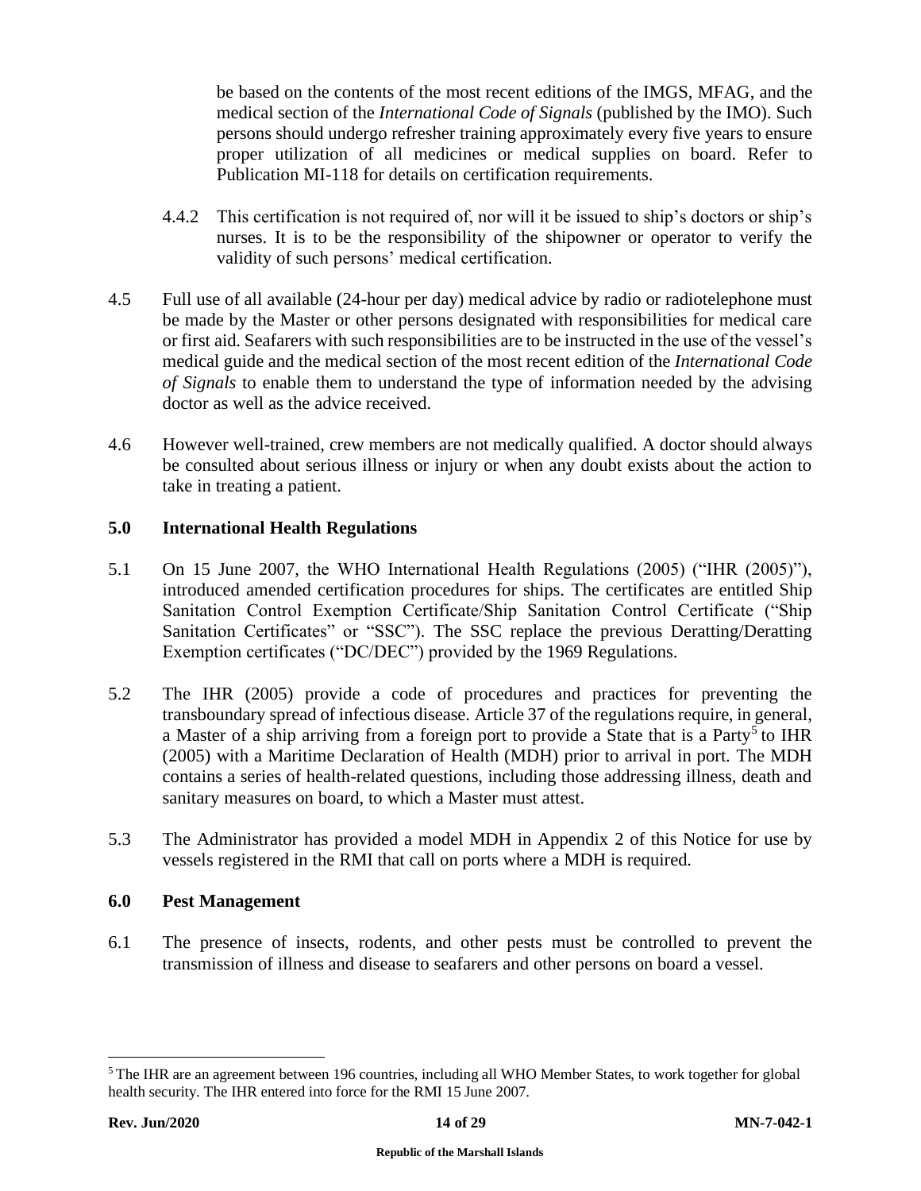be based on the contents of the most recent editions of the IMGS, MFAG, and the medical section of the *International Code of Signals* (published by the IMO). Such persons should undergo refresher training approximately every five years to ensure proper utilization of all medicines or medical supplies on board. Refer to Publication MI-118 for details on certification requirements.

4.4.2 This certification is not required of, nor will it be issued to ship's doctors or ship's nurses. It is to be the responsibility of the shipowner or operator to verify the validity of such persons' medical certification.

4.5 Full use of all available (24-hour per day) medical advice by radio or radiotelephone must be made by the Master or other persons designated with responsibilities for medical care or first aid. Seafarers with such responsibilities are to be instructed in the use of the vessel's medical guide and the medical section of the most recent edition of the *International Code of Signals* to enable them to understand the type of information needed by the advising doctor as well as the advice received.

4.6 However well-trained, crew members are not medically qualified. A doctor should always be consulted about serious illness or injury or when any doubt exists about the action to take in treating a patient.

## 5.0 International Health Regulations

5.1 On 15 June 2007, the WHO International Health Regulations (2005) ("IHR (2005)"), introduced amended certification procedures for ships. The certificates are entitled Ship Sanitation Control Exemption Certificate/Ship Sanitation Control Certificate ("Ship Sanitation Certificates" or "SSC"). The SSC replace the previous Deratting/Deratting Exemption certificates ("DC/DEC") provided by the 1969 Regulations.

5.2 The IHR (2005) provide a code of procedures and practices for preventing the transboundary spread of infectious disease. Article 37 of the regulations require, in general, a Master of a ship arriving from a foreign port to provide a State that is a Party[5] to IHR (2005) with a Maritime Declaration of Health (MDH) prior to arrival in port. The MDH contains a series of health-related questions, including those addressing illness, death and sanitary measures on board, to which a Master must attest.

5.3 The Administrator has provided a model MDH in Appendix 2 of this Notice for use by vessels registered in the RMI that call on ports where a MDH is required.

## 6.0 Pest Management

6.1 The presence of insects, rodents, and other pests must be controlled to prevent the transmission of illness and disease to seafarers and other persons on board a vessel.

---

[5] The IHR are an agreement between 196 countries, including all WHO Member States, to work together for global health security. The IHR entered into force for the RMI 15 June 2007.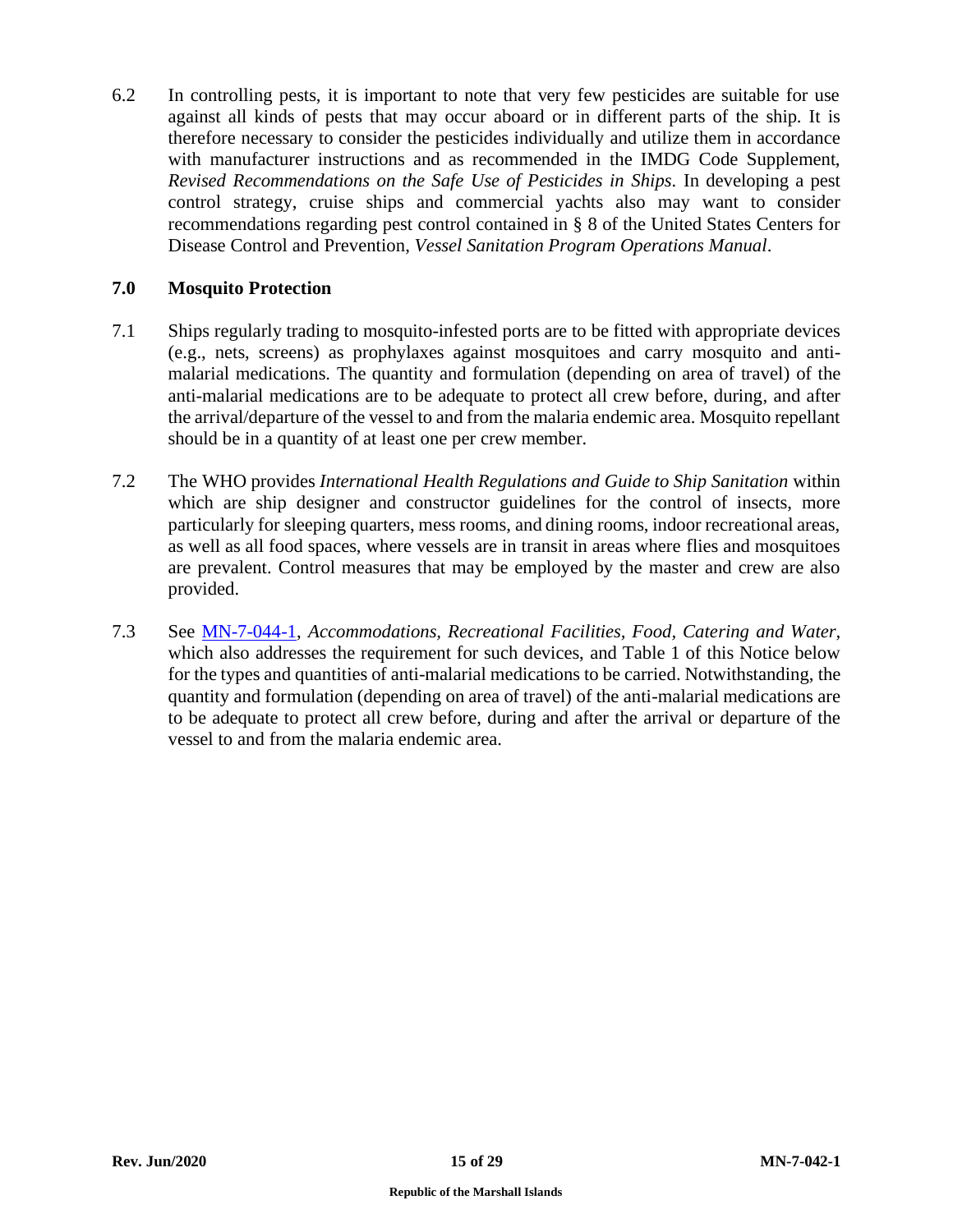6.2 In controlling pests, it is important to note that very few pesticides are suitable for use against all kinds of pests that may occur aboard or in different parts of the ship. It is therefore necessary to consider the pesticides individually and utilize them in accordance with manufacturer instructions and as recommended in the IMDG Code Supplement, *Revised Recommendations on the Safe Use of Pesticides in Ships*. In developing a pest control strategy, cruise ships and commercial yachts also may want to consider recommendations regarding pest control contained in § 8 of the United States Centers for Disease Control and Prevention, *Vessel Sanitation Program Operations Manual*.

## 7.0 Mosquito Protection

7.1 Ships regularly trading to mosquito-infested ports are to be fitted with appropriate devices (e.g., nets, screens) as prophylaxes against mosquitoes and carry mosquito and anti-malarial medications. The quantity and formulation (depending on area of travel) of the anti-malarial medications are to be adequate to protect all crew before, during, and after the arrival/departure of the vessel to and from the malaria endemic area. Mosquito repellant should be in a quantity of at least one per crew member.

7.2 The WHO provides *International Health Regulations and Guide to Ship Sanitation* within which are ship designer and constructor guidelines for the control of insects, more particularly for sleeping quarters, mess rooms, and dining rooms, indoor recreational areas, as well as all food spaces, where vessels are in transit in areas where flies and mosquitoes are prevalent. Control measures that may be employed by the master and crew are also provided.

7.3 See [MN-7-044-1](), *Accommodations, Recreational Facilities, Food, Catering and Water,* which also addresses the requirement for such devices, and Table 1 of this Notice below for the types and quantities of anti-malarial medications to be carried. Notwithstanding, the quantity and formulation (depending on area of travel) of the anti-malarial medications are to be adequate to protect all crew before, during and after the arrival or departure of the vessel to and from the malaria endemic area.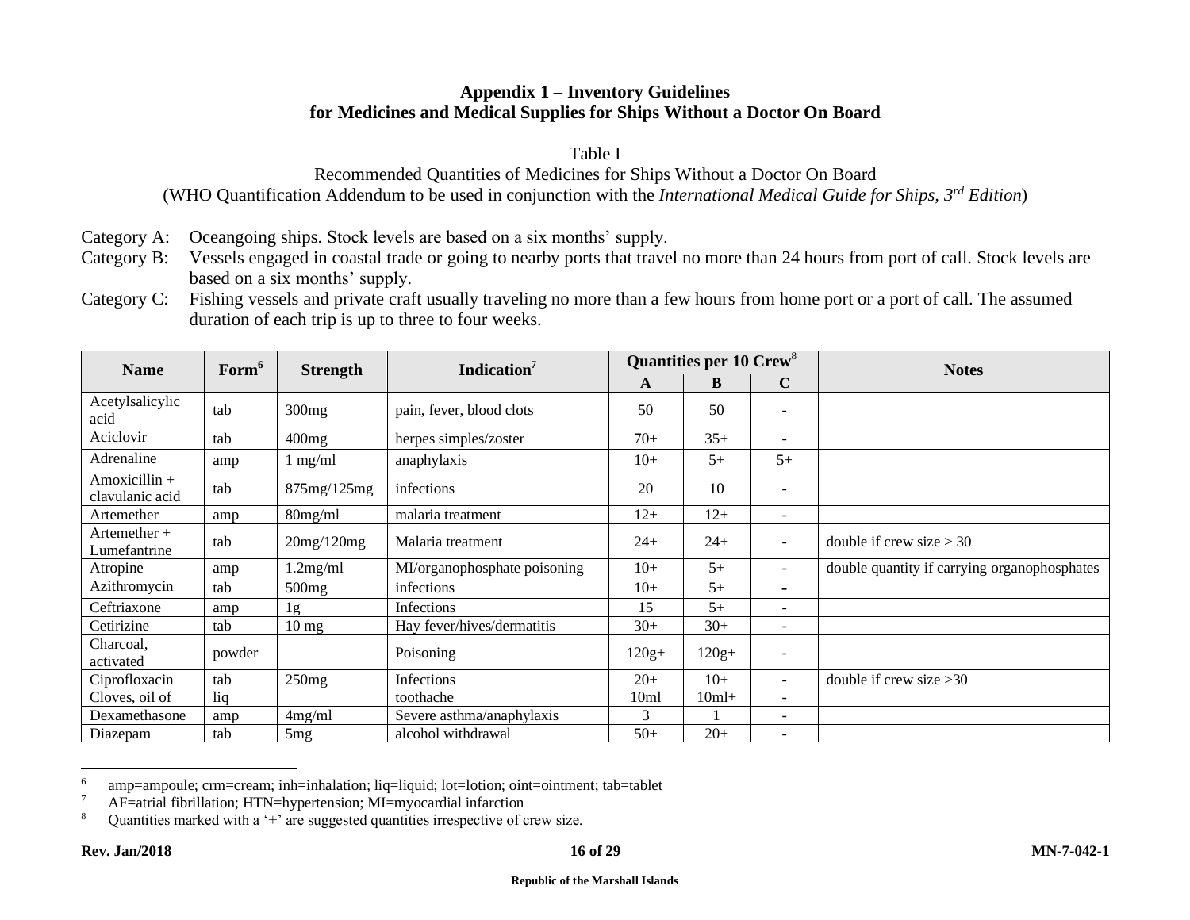## Appendix 1 – Inventory Guidelines for Medicines and Medical Supplies for Ships Without a Doctor On Board

Table I

Recommended Quantities of Medicines for Ships Without a Doctor On Board

(WHO Quantification Addendum to be used in conjunction with the *International Medical Guide for Ships, 3rd Edition*)

Category A: Oceangoing ships. Stock levels are based on a six months' supply.

Category B: Vessels engaged in coastal trade or going to nearby ports that travel no more than 24 hours from port of call. Stock levels are based on a six months' supply.

Category C: Fishing vessels and private craft usually traveling no more than a few hours from home port or a port of call. The assumed duration of each trip is up to three to four weeks.

| Name | Form[6] | Strength | Indication[7] | Quantities per 10 Crew[8] | | | Notes |
|---|---|---|---|---|---|---|---|
| | | | | A | B | C | |
| Acetylsalicylic acid | tab | 300mg | pain, fever, blood clots | 50 | 50 | - | |
| Aciclovir | tab | 400mg | herpes simples/zoster | 70+ | 35+ | - | |
| Adrenaline | amp | 1 mg/ml | anaphylaxis | 10+ | 5+ | 5+ | |
| Amoxicillin + clavulanic acid | tab | 875mg/125mg | infections | 20 | 10 | - | |
| Artemether | amp | 80mg/ml | malaria treatment | 12+ | 12+ | - | |
| Artemether + Lumefantrine | tab | 20mg/120mg | Malaria treatment | 24+ | 24+ | - | double if crew size > 30 |
| Atropine | amp | 1.2mg/ml | MI/organophosphate poisoning | 10+ | 5+ | - | double quantity if carrying organophosphates |
| Azithromycin | tab | 500mg | infections | 10+ | 5+ | - | |
| Ceftriaxone | amp | 1g | Infections | 15 | 5+ | - | |
| Cetirizine | tab | 10 mg | Hay fever/hives/dermatitis | 30+ | 30+ | - | |
| Charcoal, activated | powder | | Poisoning | 120g+ | 120g+ | - | |
| Ciprofloxacin | tab | 250mg | Infections | 20+ | 10+ | - | double if crew size >30 |
| Cloves, oil of | liq | | toothache | 10ml | 10ml+ | - | |
| Dexamethasone | amp | 4mg/ml | Severe asthma/anaphylaxis | 3 | 1 | - | |
| Diazepam | tab | 5mg | alcohol withdrawal | 50+ | 20+ | - | |

[6] amp=ampoule; crm=cream; inh=inhalation; liq=liquid; lot=lotion; oint=ointment; tab=tablet

[7] AF=atrial fibrillation; HTN=hypertension; MI=myocardial infarction

[8] Quantities marked with a '+' are suggested quantities irrespective of crew size.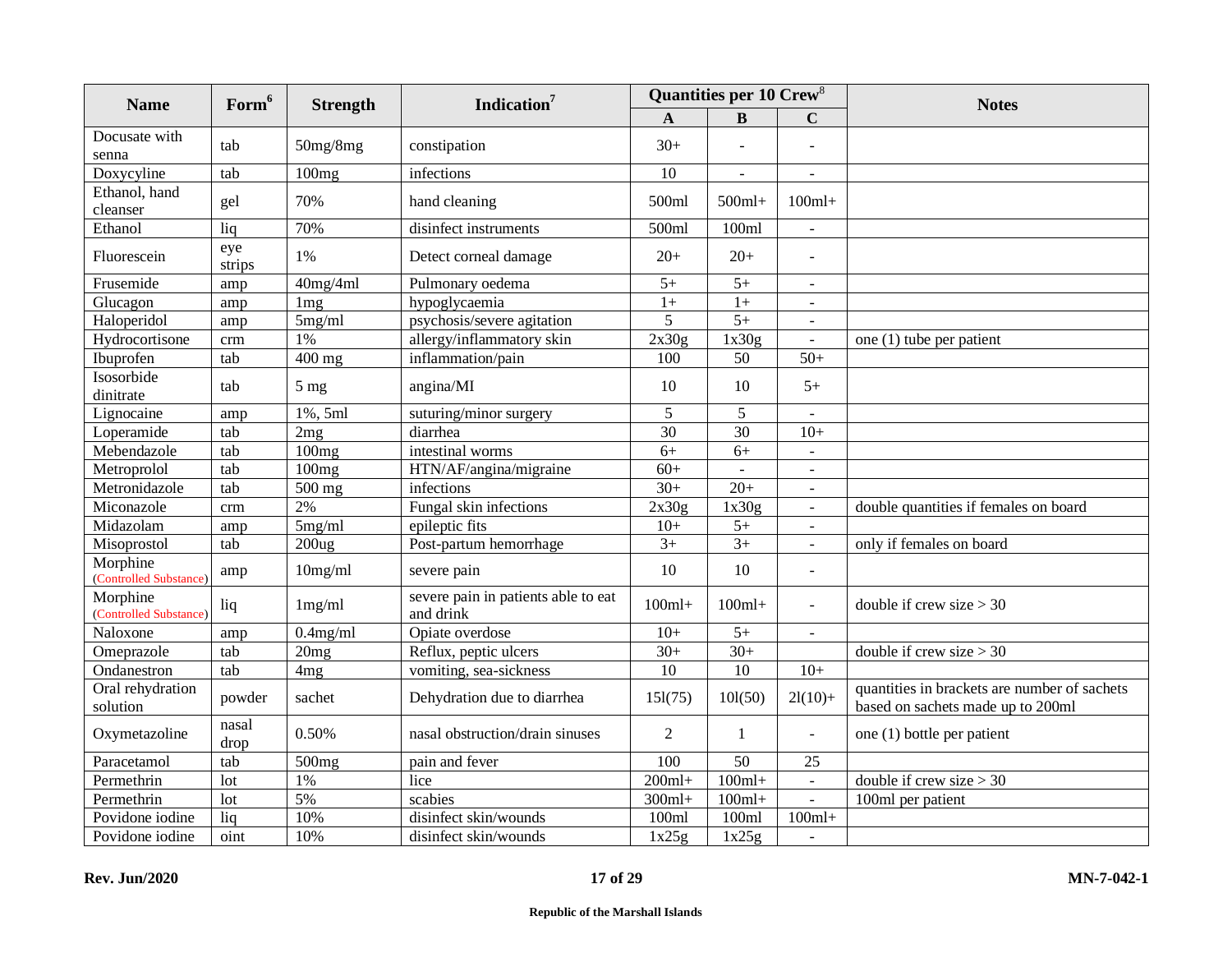| Name | Form[6] | Strength | Indication[7] | Quantities per 10 Crew[8] | | | Notes |
|---|---|---|---|---|---|---|---|
| | | | | A | B | C | |
| Docusate with senna | tab | 50mg/8mg | constipation | 30+ | - | - | |
| Doxycyline | tab | 100mg | infections | 10 | - | - | |
| Ethanol, hand cleanser | gel | 70% | hand cleaning | 500ml | 500ml+ | 100ml+ | |
| Ethanol | liq | 70% | disinfect instruments | 500ml | 100ml | - | |
| Fluorescein | eye strips | 1% | Detect corneal damage | 20+ | 20+ | - | |
| Frusemide | amp | 40mg/4ml | Pulmonary oedema | 5+ | 5+ | - | |
| Glucagon | amp | 1mg | hypoglycaemia | 1+ | 1+ | - | |
| Haloperidol | amp | 5mg/ml | psychosis/severe agitation | 5 | 5+ | - | |
| Hydrocortisone | crm | 1% | allergy/inflammatory skin | 2x30g | 1x30g | - | one (1) tube per patient |
| Ibuprofen | tab | 400 mg | inflammation/pain | 100 | 50 | 50+ | |
| Isosorbide dinitrate | tab | 5 mg | angina/MI | 10 | 10 | 5+ | |
| Lignocaine | amp | 1%, 5ml | suturing/minor surgery | 5 | 5 | - | |
| Loperamide | tab | 2mg | diarrhea | 30 | 30 | 10+ | |
| Mebendazole | tab | 100mg | intestinal worms | 6+ | 6+ | - | |
| Metroprolol | tab | 100mg | HTN/AF/angina/migraine | 60+ | - | - | |
| Metronidazole | tab | 500 mg | infections | 30+ | 20+ | - | |
| Miconazole | crm | 2% | Fungal skin infections | 2x30g | 1x30g | - | double quantities if females on board |
| Midazolam | amp | 5mg/ml | epileptic fits | 10+ | 5+ | - | |
| Misoprostol | tab | 200ug | Post-partum hemorrhage | 3+ | 3+ | - | only if females on board |
| Morphine (Controlled Substance) | amp | 10mg/ml | severe pain | 10 | 10 | - | |
| Morphine (Controlled Substance) | liq | 1mg/ml | severe pain in patients able to eat and drink | 100ml+ | 100ml+ | - | double if crew size > 30 |
| Naloxone | amp | 0.4mg/ml | Opiate overdose | 10+ | 5+ | - | |
| Omeprazole | tab | 20mg | Reflux, peptic ulcers | 30+ | 30+ | | double if crew size > 30 |
| Ondanestron | tab | 4mg | vomiting, sea-sickness | 10 | 10 | 10+ | |
| Oral rehydration solution | powder | sachet | Dehydration due to diarrhea | 15l(75) | 10l(50) | 2l(10)+ | quantities in brackets are number of sachets based on sachets made up to 200ml |
| Oxymetazoline | nasal drop | 0.50% | nasal obstruction/drain sinuses | 2 | 1 | - | one (1) bottle per patient |
| Paracetamol | tab | 500mg | pain and fever | 100 | 50 | 25 | |
| Permethrin | lot | 1% | lice | 200ml+ | 100ml+ | - | double if crew size > 30 |
| Permethrin | lot | 5% | scabies | 300ml+ | 100ml+ | - | 100ml per patient |
| Povidone iodine | liq | 10% | disinfect skin/wounds | 100ml | 100ml | 100ml+ | |
| Povidone iodine | oint | 10% | disinfect skin/wounds | 1x25g | 1x25g | - | |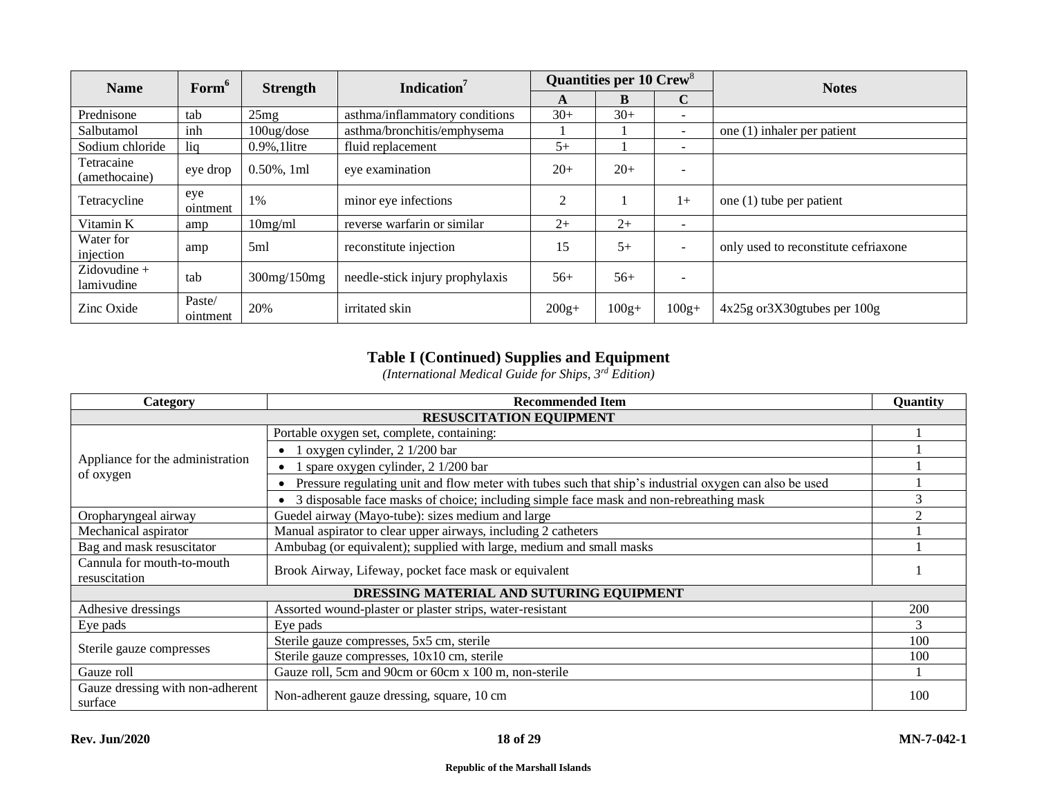| Name | Form[6] | Strength | Indication[7] | Quantities per 10 Crew[8] | | | Notes |
|---|---|---|---|---|---|---|---|
| | | | | A | B | C | |
| Prednisone | tab | 25mg | asthma/inflammatory conditions | 30+ | 30+ | - | |
| Salbutamol | inh | 100ug/dose | asthma/bronchitis/emphysema | 1 | 1 | - | one (1) inhaler per patient |
| Sodium chloride | liq | 0.9%,1litre | fluid replacement | 5+ | 1 | - | |
| Tetracaine (amethocaine) | eye drop | 0.50%, 1ml | eye examination | 20+ | 20+ | - | |
| Tetracycline | eye ointment | 1% | minor eye infections | 2 | 1 | 1+ | one (1) tube per patient |
| Vitamin K | amp | 10mg/ml | reverse warfarin or similar | 2+ | 2+ | - | |
| Water for injection | amp | 5ml | reconstitute injection | 15 | 5+ | - | only used to reconstitute cefriaxone |
| Zidovudine + lamivudine | tab | 300mg/150mg | needle-stick injury prophylaxis | 56+ | 56+ | - | |
| Zinc Oxide | Paste/ ointment | 20% | irritated skin | 200g+ | 100g+ | 100g+ | 4x25g or3X30gtubes per 100g |

## Table I (Continued) Supplies and Equipment

*(International Medical Guide for Ships, 3rd Edition)*

| Category | Recommended Item | Quantity |
|---|---|---|
| **RESUSCITATION EQUIPMENT** | | |
| Appliance for the administration of oxygen | Portable oxygen set, complete, containing: | 1 |
| | • 1 oxygen cylinder, 2 1/200 bar | 1 |
| | • 1 spare oxygen cylinder, 2 1/200 bar | 1 |
| | • Pressure regulating unit and flow meter with tubes such that ship's industrial oxygen can also be used | 1 |
| | • 3 disposable face masks of choice; including simple face mask and non-rebreathing mask | 3 |
| Oropharyngeal airway | Guedel airway (Mayo-tube): sizes medium and large | 2 |
| Mechanical aspirator | Manual aspirator to clear upper airways, including 2 catheters | 1 |
| Bag and mask resuscitator | Ambubag (or equivalent); supplied with large, medium and small masks | 1 |
| Cannula for mouth-to-mouth resuscitation | Brook Airway, Lifeway, pocket face mask or equivalent | 1 |
| **DRESSING MATERIAL AND SUTURING EQUIPMENT** | | |
| Adhesive dressings | Assorted wound-plaster or plaster strips, water-resistant | 200 |
| Eye pads | Eye pads | 3 |
| Sterile gauze compresses | Sterile gauze compresses, 5x5 cm, sterile | 100 |
| | Sterile gauze compresses, 10x10 cm, sterile | 100 |
| Gauze roll | Gauze roll, 5cm and 90cm or 60cm x 100 m, non-sterile | 1 |
| Gauze dressing with non-adherent surface | Non-adherent gauze dressing, square, 10 cm | 100 |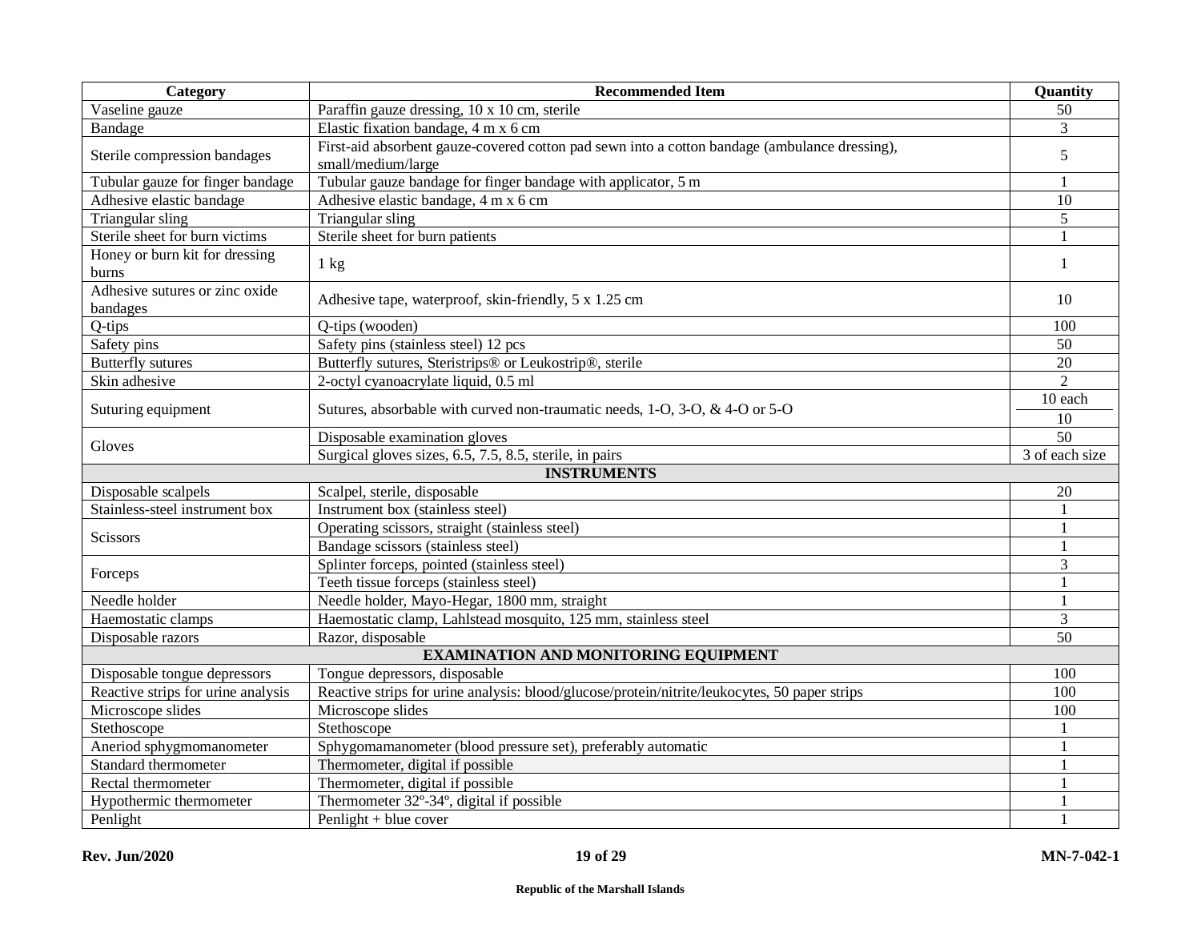| Category | Recommended Item | Quantity |
|---|---|---|
| Vaseline gauze | Paraffin gauze dressing, 10 x 10 cm, sterile | 50 |
| Bandage | Elastic fixation bandage, 4 m x 6 cm | 3 |
| Sterile compression bandages | First-aid absorbent gauze-covered cotton pad sewn into a cotton bandage (ambulance dressing), small/medium/large | 5 |
| Tubular gauze for finger bandage | Tubular gauze bandage for finger bandage with applicator, 5 m | 1 |
| Adhesive elastic bandage | Adhesive elastic bandage, 4 m x 6 cm | 10 |
| Triangular sling | Triangular sling | 5 |
| Sterile sheet for burn victims | Sterile sheet for burn patients | 1 |
| Honey or burn kit for dressing burns | 1 kg | 1 |
| Adhesive sutures or zinc oxide bandages | Adhesive tape, waterproof, skin-friendly, 5 x 1.25 cm | 10 |
| Q-tips | Q-tips (wooden) | 100 |
| Safety pins | Safety pins (stainless steel) 12 pcs | 50 |
| Butterfly sutures | Butterfly sutures, Steristrips® or Leukostrip®, sterile | 20 |
| Skin adhesive | 2-octyl cyanoacrylate liquid, 0.5 ml | 2 |
| Suturing equipment | Sutures, absorbable with curved non-traumatic needs, 1-O, 3-O, & 4-O or 5-O | 10 each / 10 |
| Gloves | Disposable examination gloves | 50 |
| | Surgical gloves sizes, 6.5, 7.5, 8.5, sterile, in pairs | 3 of each size |
| **INSTRUMENTS** | | |
| Disposable scalpels | Scalpel, sterile, disposable | 20 |
| Stainless-steel instrument box | Instrument box (stainless steel) | 1 |
| Scissors | Operating scissors, straight (stainless steel) | 1 |
| | Bandage scissors (stainless steel) | 1 |
| Forceps | Splinter forceps, pointed (stainless steel) | 3 |
| | Teeth tissue forceps (stainless steel) | 1 |
| Needle holder | Needle holder, Mayo-Hegar, 1800 mm, straight | 1 |
| Haemostatic clamps | Haemostatic clamp, Lahlstead mosquito, 125 mm, stainless steel | 3 |
| Disposable razors | Razor, disposable | 50 |
| **EXAMINATION AND MONITORING EQUIPMENT** | | |
| Disposable tongue depressors | Tongue depressors, disposable | 100 |
| Reactive strips for urine analysis | Reactive strips for urine analysis: blood/glucose/protein/nitrite/leukocytes, 50 paper strips | 100 |
| Microscope slides | Microscope slides | 100 |
| Stethoscope | Stethoscope | 1 |
| Aneriod sphygmomanometer | Sphygomamanometer (blood pressure set), preferably automatic | 1 |
| Standard thermometer | Thermometer, digital if possible | 1 |
| Rectal thermometer | Thermometer, digital if possible | 1 |
| Hypothermic thermometer | Thermometer 32º-34º, digital if possible | 1 |
| Penlight | Penlight + blue cover | 1 |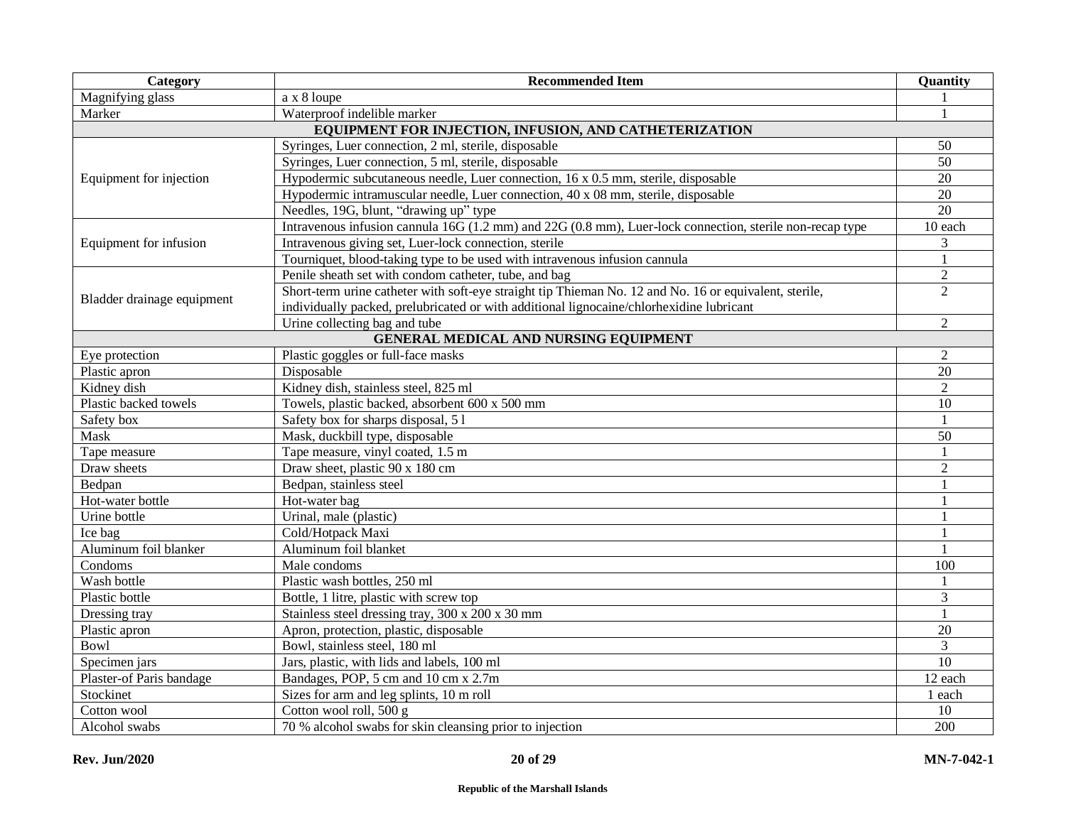| Category | Recommended Item | Quantity |
|---|---|---|
| Magnifying glass | a x 8 loupe | 1 |
| Marker | Waterproof indelible marker | 1 |
| **EQUIPMENT FOR INJECTION, INFUSION, AND CATHETERIZATION** | | |
| Equipment for injection | Syringes, Luer connection, 2 ml, sterile, disposable | 50 |
| | Syringes, Luer connection, 5 ml, sterile, disposable | 50 |
| | Hypodermic subcutaneous needle, Luer connection, 16 x 0.5 mm, sterile, disposable | 20 |
| | Hypodermic intramuscular needle, Luer connection, 40 x 08 mm, sterile, disposable | 20 |
| | Needles, 19G, blunt, "drawing up" type | 20 |
| Equipment for infusion | Intravenous infusion cannula 16G (1.2 mm) and 22G (0.8 mm), Luer-lock connection, sterile non-recap type | 10 each |
| | Intravenous giving set, Luer-lock connection, sterile | 3 |
| | Tourniquet, blood-taking type to be used with intravenous infusion cannula | 1 |
| Bladder drainage equipment | Penile sheath set with condom catheter, tube, and bag | 2 |
| | Short-term urine catheter with soft-eye straight tip Thieman No. 12 and No. 16 or equivalent, sterile, individually packed, prelubricated or with additional lignocaine/chlorhexidine lubricant | 2 |
| | Urine collecting bag and tube | 2 |
| **GENERAL MEDICAL AND NURSING EQUIPMENT** | | |
| Eye protection | Plastic goggles or full-face masks | 2 |
| Plastic apron | Disposable | 20 |
| Kidney dish | Kidney dish, stainless steel, 825 ml | 2 |
| Plastic backed towels | Towels, plastic backed, absorbent 600 x 500 mm | 10 |
| Safety box | Safety box for sharps disposal, 5 l | 1 |
| Mask | Mask, duckbill type, disposable | 50 |
| Tape measure | Tape measure, vinyl coated, 1.5 m | 1 |
| Draw sheets | Draw sheet, plastic 90 x 180 cm | 2 |
| Bedpan | Bedpan, stainless steel | 1 |
| Hot-water bottle | Hot-water bag | 1 |
| Urine bottle | Urinal, male (plastic) | 1 |
| Ice bag | Cold/Hotpack Maxi | 1 |
| Aluminum foil blanker | Aluminum foil blanket | 1 |
| Condoms | Male condoms | 100 |
| Wash bottle | Plastic wash bottles, 250 ml | 1 |
| Plastic bottle | Bottle, 1 litre, plastic with screw top | 3 |
| Dressing tray | Stainless steel dressing tray, 300 x 200 x 30 mm | 1 |
| Plastic apron | Apron, protection, plastic, disposable | 20 |
| Bowl | Bowl, stainless steel, 180 ml | 3 |
| Specimen jars | Jars, plastic, with lids and labels, 100 ml | 10 |
| Plaster-of Paris bandage | Bandages, POP, 5 cm and 10 cm x 2.7m | 12 each |
| Stockinet | Sizes for arm and leg splints, 10 m roll | 1 each |
| Cotton wool | Cotton wool roll, 500 g | 10 |
| Alcohol swabs | 70 % alcohol swabs for skin cleansing prior to injection | 200 |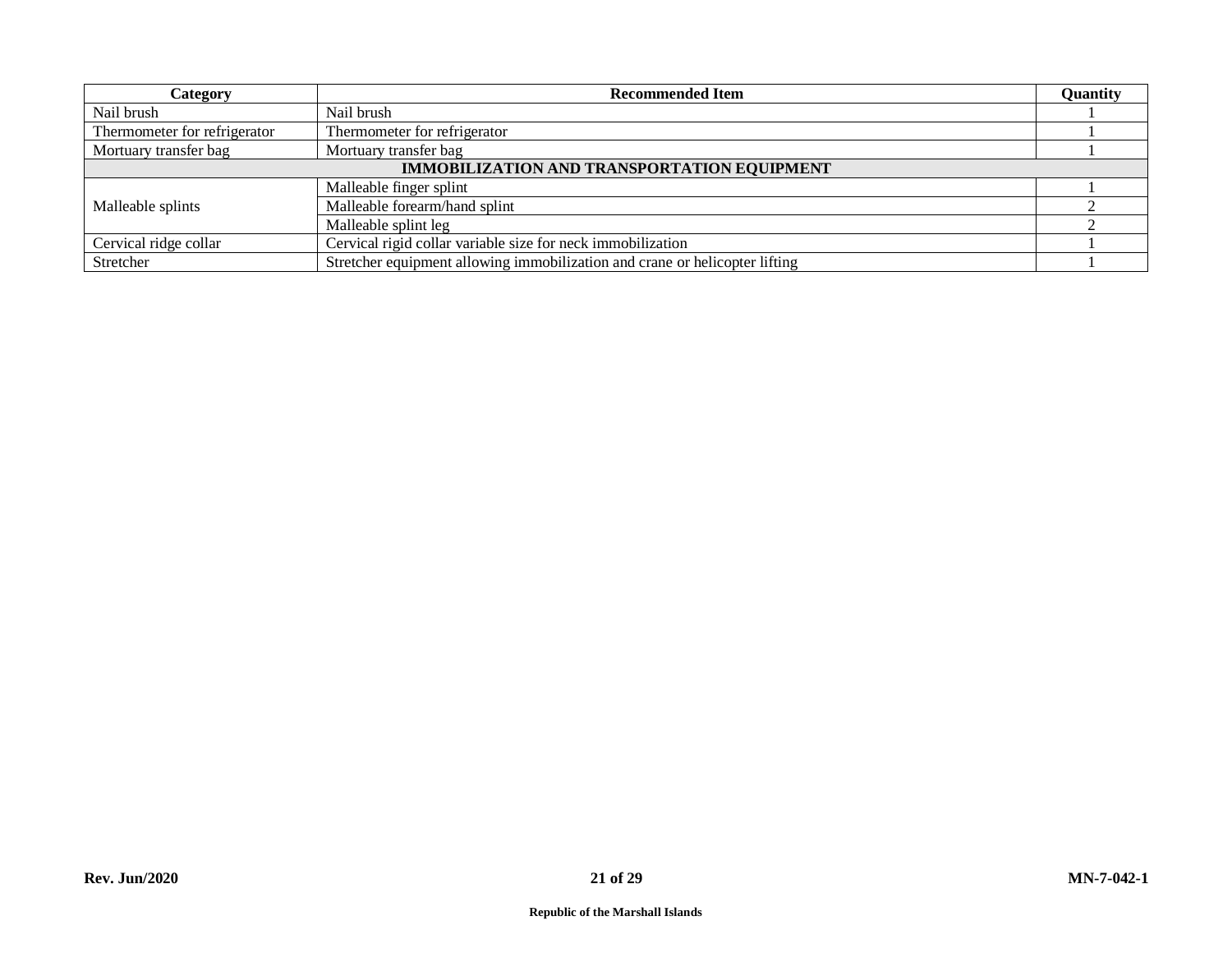| Category | Recommended Item | Quantity |
|---|---|---|
| Nail brush | Nail brush | 1 |
| Thermometer for refrigerator | Thermometer for refrigerator | 1 |
| Mortuary transfer bag | Mortuary transfer bag | 1 |
| **IMMOBILIZATION AND TRANSPORTATION EQUIPMENT** | | |
| Malleable splints | Malleable finger splint | 1 |
| | Malleable forearm/hand splint | 2 |
| | Malleable splint leg | 2 |
| Cervical ridge collar | Cervical rigid collar variable size for neck immobilization | 1 |
| Stretcher | Stretcher equipment allowing immobilization and crane or helicopter lifting | 1 |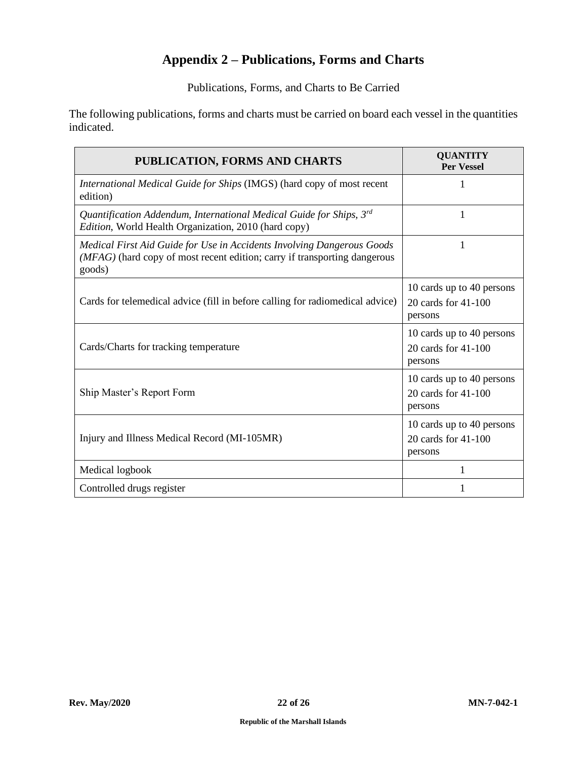# Appendix 2 – Publications, Forms and Charts

Publications, Forms, and Charts to Be Carried

The following publications, forms and charts must be carried on board each vessel in the quantities indicated.

| PUBLICATION, FORMS AND CHARTS | QUANTITY Per Vessel |
|---|---|
| *International Medical Guide for Ships* (IMGS) (hard copy of most recent edition) | 1 |
| *Quantification Addendum, International Medical Guide for Ships, 3rd Edition*, World Health Organization, 2010 (hard copy) | 1 |
| *Medical First Aid Guide for Use in Accidents Involving Dangerous Goods (MFAG)* (hard copy of most recent edition; carry if transporting dangerous goods) | 1 |
| Cards for telemedical advice (fill in before calling for radiomedical advice) | 10 cards up to 40 persons<br>20 cards for 41-100 persons |
| Cards/Charts for tracking temperature | 10 cards up to 40 persons<br>20 cards for 41-100 persons |
| Ship Master's Report Form | 10 cards up to 40 persons<br>20 cards for 41-100 persons |
| Injury and Illness Medical Record (MI-105MR) | 10 cards up to 40 persons<br>20 cards for 41-100 persons |
| Medical logbook | 1 |
| Controlled drugs register | 1 |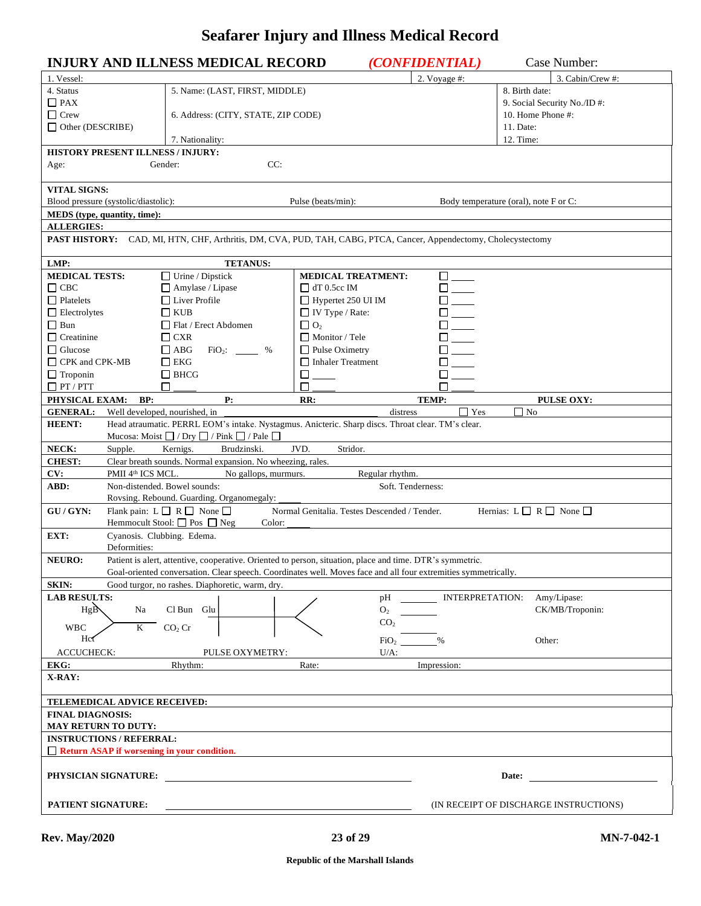# Seafarer Injury and Illness Medical Record

## INJURY AND ILLNESS MEDICAL RECORD *(CONFIDENTIAL)* Case Number:

| 1. Vessel: | | 2. Voyage #: | 3. Cabin/Crew #: |
|---|---|---|---|
| 4. Status<br>☐ PAX<br>☐ Crew<br>☐ Other (DESCRIBE) | 5. Name: (LAST, FIRST, MIDDLE)<br><br>6. Address: (CITY, STATE, ZIP CODE)<br><br>7. Nationality: | | 8. Birth date:<br>9. Social Security No./ID #:<br>10. Home Phone #:<br>11. Date:<br>12. Time: |

**HISTORY PRESENT ILLNESS / INJURY:**

Age: Gender: CC:

**VITAL SIGNS:**

Blood pressure (systolic/diastolic): Pulse (beats/min): Body temperature (oral), note F or C:

**MEDS (type, quantity, time):**

**ALLERGIES:**

**PAST HISTORY:** CAD, MI, HTN, CHF, Arthritis, DM, CVA, PUD, TAH, CABG, PTCA, Cancer, Appendectomy, Cholecystectomy

**LMP:** **TETANUS:**

| **MEDICAL TESTS:** | | **MEDICAL TREATMENT:** | |
|---|---|---|---|
| ☐ CBC | ☐ Urine / Dipstick | ☐ dT 0.5cc IM | ☐ ____ |
| ☐ Platelets | ☐ Amylase / Lipase | ☐ Hypertet 250 UI IM | ☐ ____ |
| ☐ Electrolytes | ☐ Liver Profile | ☐ IV Type / Rate: | ☐ ____ |
| ☐ Bun | ☐ KUB | ☐ $O_2$ | ☐ ____ |
| ☐ Creatinine | ☐ Flat / Erect Abdomen | ☐ Monitor / Tele | ☐ ____ |
| ☐ Glucose | ☐ CXR | ☐ Pulse Oximetry | ☐ ____ |
| ☐ CPK and CPK-MB | ☐ ABG $FiO_2$: ____ % | ☐ Inhaler Treatment | ☐ ____ |
| ☐ Troponin | ☐ EKG | ☐ ____ | ☐ ____ |
| ☐ PT / PTT | ☐ BHCG | ☐ ____ | ☐ ____ |
| | ☐ ____ | | |

**PHYSICAL EXAM:** **BP:** **P:** **RR:** **TEMP:** **PULSE OXY:**

**GENERAL:** Well developed, nourished, in ____________ distress ☐ Yes ☐ No

**HEENT:** Head atraumatic. PERRL EOM's intake. Nystagmus. Anicteric. Sharp discs. Throat clear. TM's clear.
Mucosa: Moist ☐ / Dry ☐ / Pink ☐ / Pale ☐

**NECK:** Supple. Kernigs. Brudzinski. JVD. Stridor.

**CHEST:** Clear breath sounds. Normal expansion. No wheezing, rales.

**CV:** PMII 4th ICS MCL. No gallops, murmurs. Regular rhythm.

**ABD:** Non-distended. Bowel sounds: Soft. Tenderness:
Rovsing. Rebound. Guarding. Organomegaly: ____

**GU / GYN:** Flank pain: L ☐ R ☐ None ☐ Normal Genitalia. Testes Descended / Tender. Hernias: L ☐ R ☐ None ☐
Hemmocult Stool: ☐ Pos ☐ Neg Color: ____

**EXT:** Cyanosis. Clubbing. Edema.
Deformities:

**NEURO:** Patient is alert, attentive, cooperative. Oriented to person, situation, place and time. DTR's symmetric.
Goal-oriented conversation. Clear speech. Coordinates well. Moves face and all four extremities symmetrically.

**SKIN:** Good turgor, no rashes. Diaphoretic, warm, dry.

**LAB RESULTS:**

HgB, WBC, Hct — Na, K, Cl, $CO_2$, Bun, Cr, Glu

pH ______ INTERPRETATION: Amy/Lipase:
$O_2$ ______ CK/MB/Troponin:
$CO_2$ ______
$FiO_2$ ______ % Other:

ACCUCHECK: PULSE OXYMETRY: U/A:

**EKG:** Rhythm: Rate: Impression:

**X-RAY:**

**TELEMEDICAL ADVICE RECEIVED:**

**FINAL DIAGNOSIS:**

**MAY RETURN TO DUTY:**

**INSTRUCTIONS / REFERRAL:**

☐ **Return ASAP if worsening in your condition.**

**PHYSICIAN SIGNATURE:** ______________________ **Date:** ______________

**PATIENT SIGNATURE:** ______________________ (IN RECEIPT OF DISCHARGE INSTRUCTIONS)

Rev. May/2020 MN-7-042-1

Republic of the Marshall Islands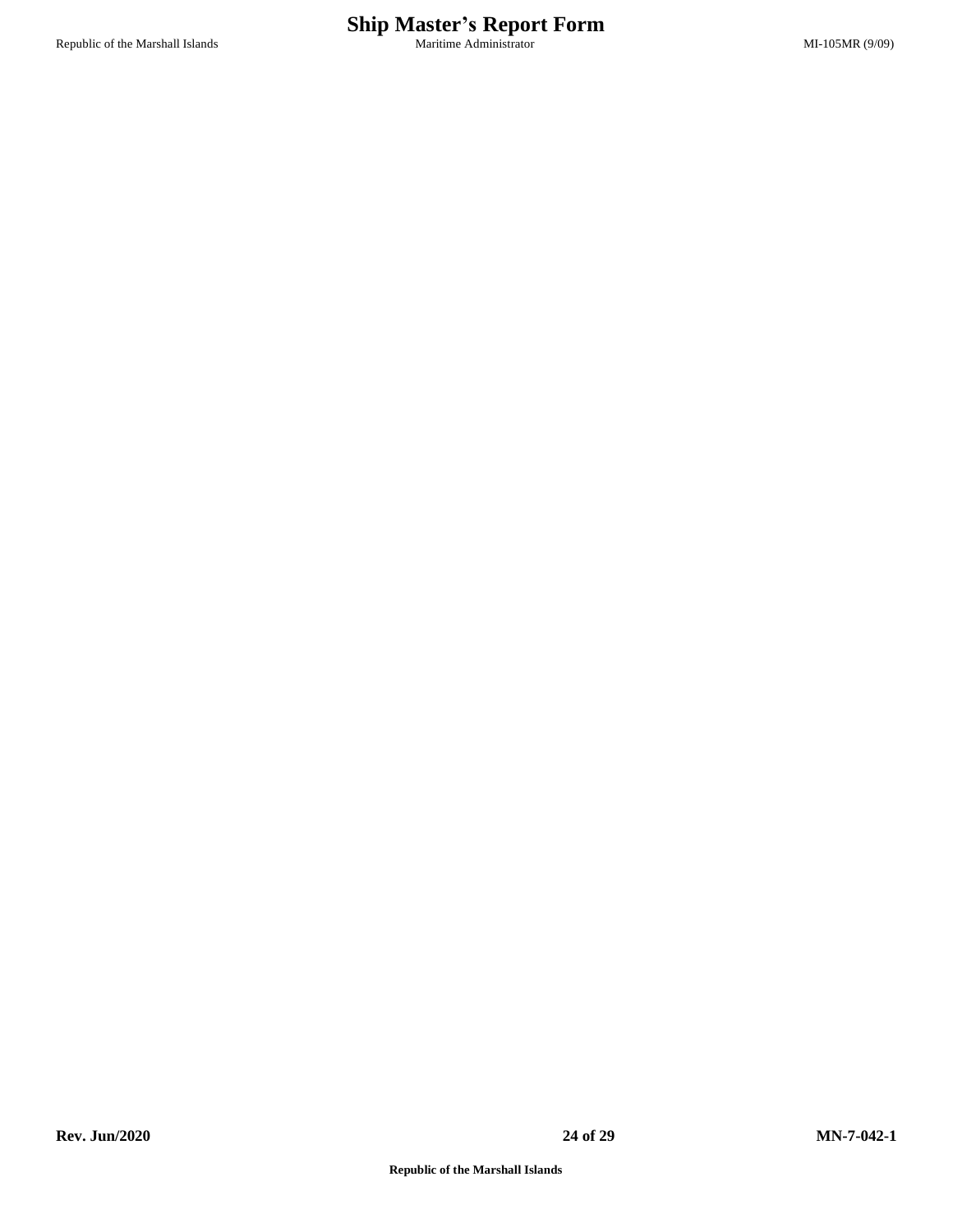# Ship Master's Report Form

Republic of the Marshall Islands — Maritime Administrator — MI-105MR (9/09)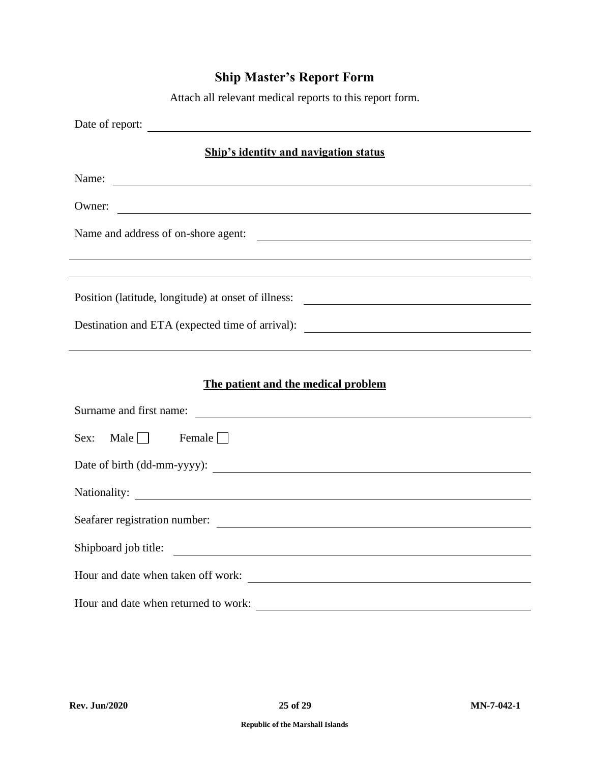# Ship Master's Report Form

Attach all relevant medical reports to this report form.

Date of report: ______________________________

## Ship's identity and navigation status

Name: ______________________________

Owner: ______________________________

Name and address of on-shore agent: ______________________________

______________________________

______________________________

Position (latitude, longitude) at onset of illness: ______________________________

Destination and ETA (expected time of arrival): ______________________________

______________________________

## The patient and the medical problem

Surname and first name: ______________________________

Sex: Male ☐ Female ☐

Date of birth (dd-mm-yyyy): ______________________________

Nationality: ______________________________

Seafarer registration number: ______________________________

Shipboard job title: ______________________________

Hour and date when taken off work: ______________________________

Hour and date when returned to work: ______________________________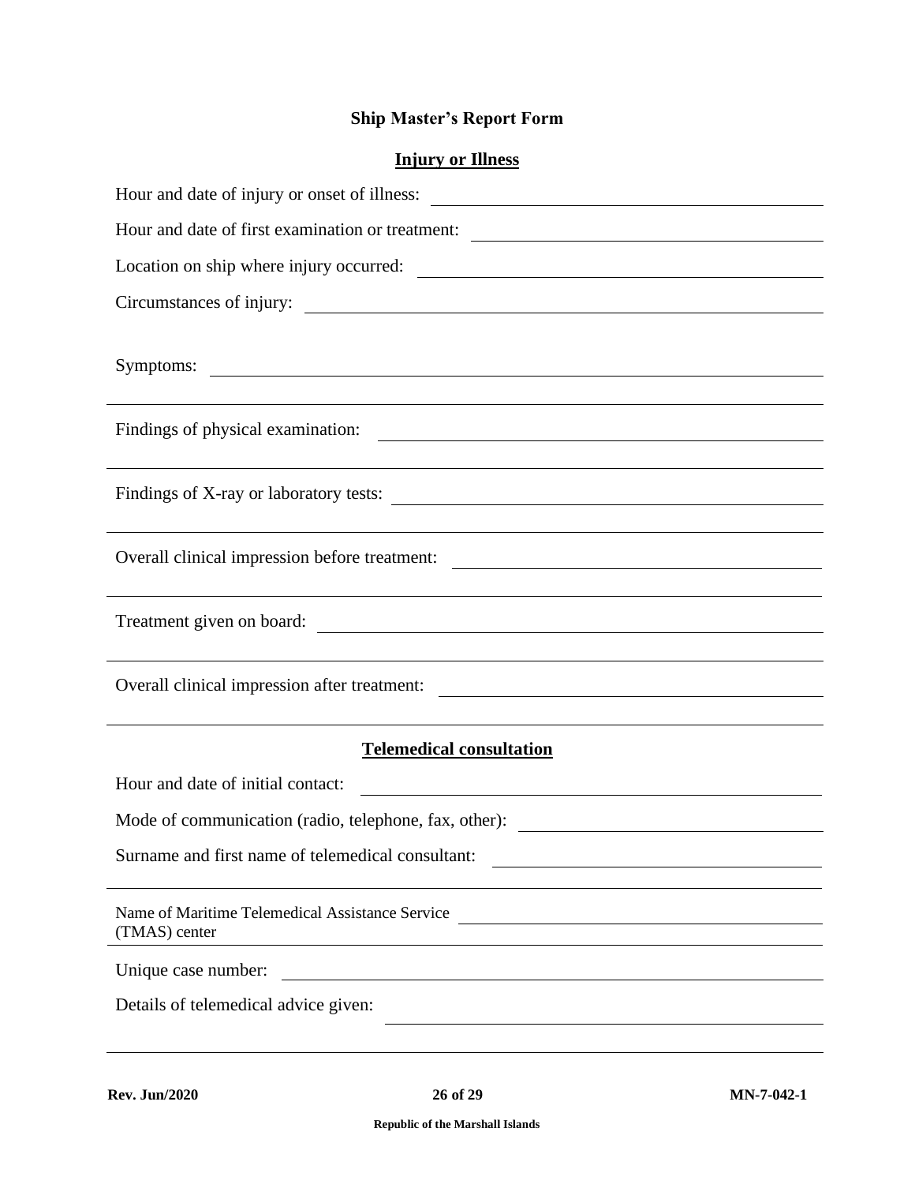## Ship Master's Report Form

### Injury or Illness

Hour and date of injury or onset of illness: ______________________________

Hour and date of first examination or treatment: ______________________________

Location on ship where injury occurred: ______________________________

Circumstances of injury: ______________________________

Symptoms: ______________________________

______________________________

Findings of physical examination: ______________________________

______________________________

Findings of X-ray or laboratory tests: ______________________________

______________________________

Overall clinical impression before treatment: ______________________________

______________________________

Treatment given on board: ______________________________

______________________________

Overall clinical impression after treatment: ______________________________

______________________________

### Telemedical consultation

Hour and date of initial contact: ______________________________

Mode of communication (radio, telephone, fax, other): ______________________________

Surname and first name of telemedical consultant: ______________________________

______________________________

Name of Maritime Telemedical Assistance Service (TMAS) center ______________________________

Unique case number: ______________________________

Details of telemedical advice given: ______________________________

______________________________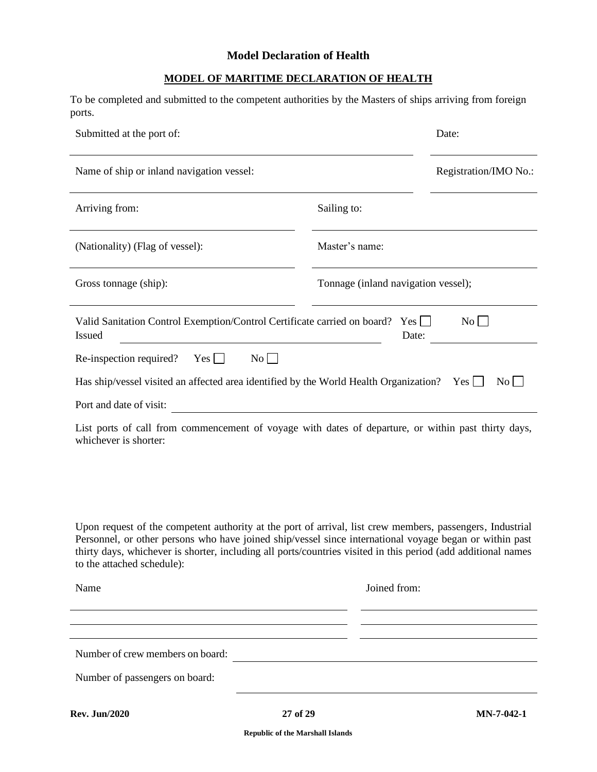### Model Declaration of Health

#### MODEL OF MARITIME DECLARATION OF HEALTH

To be completed and submitted to the competent authorities by the Masters of ships arriving from foreign ports.

Submitted at the port of: ______________________________ Date: ______________

Name of ship or inland navigation vessel: ______________________________ Registration/IMO No.: ______________

Arriving from: ______________________________ Sailing to: ______________________________

(Nationality) (Flag of vessel): ______________________________ Master's name: ______________________________

Gross tonnage (ship): ______________________________ Tonnage (inland navigation vessel); ______________________________

Valid Sanitation Control Exemption/Control Certificate carried on board? Yes ☐ No ☐
Issued ______________________________ Date: ______________

Re-inspection required? Yes ☐ No ☐

Has ship/vessel visited an affected area identified by the World Health Organization? Yes ☐ No ☐

Port and date of visit: ______________________________

List ports of call from commencement of voyage with dates of departure, or within past thirty days, whichever is shorter:

Upon request of the competent authority at the port of arrival, list crew members, passengers, Industrial Personnel, or other persons who have joined ship/vessel since international voyage began or within past thirty days, whichever is shorter, including all ports/countries visited in this period (add additional names to the attached schedule):

| Name | Joined from: |
| --- | --- |
| | |
| | |

Number of crew members on board: ______________________________

Number of passengers on board: ______________________________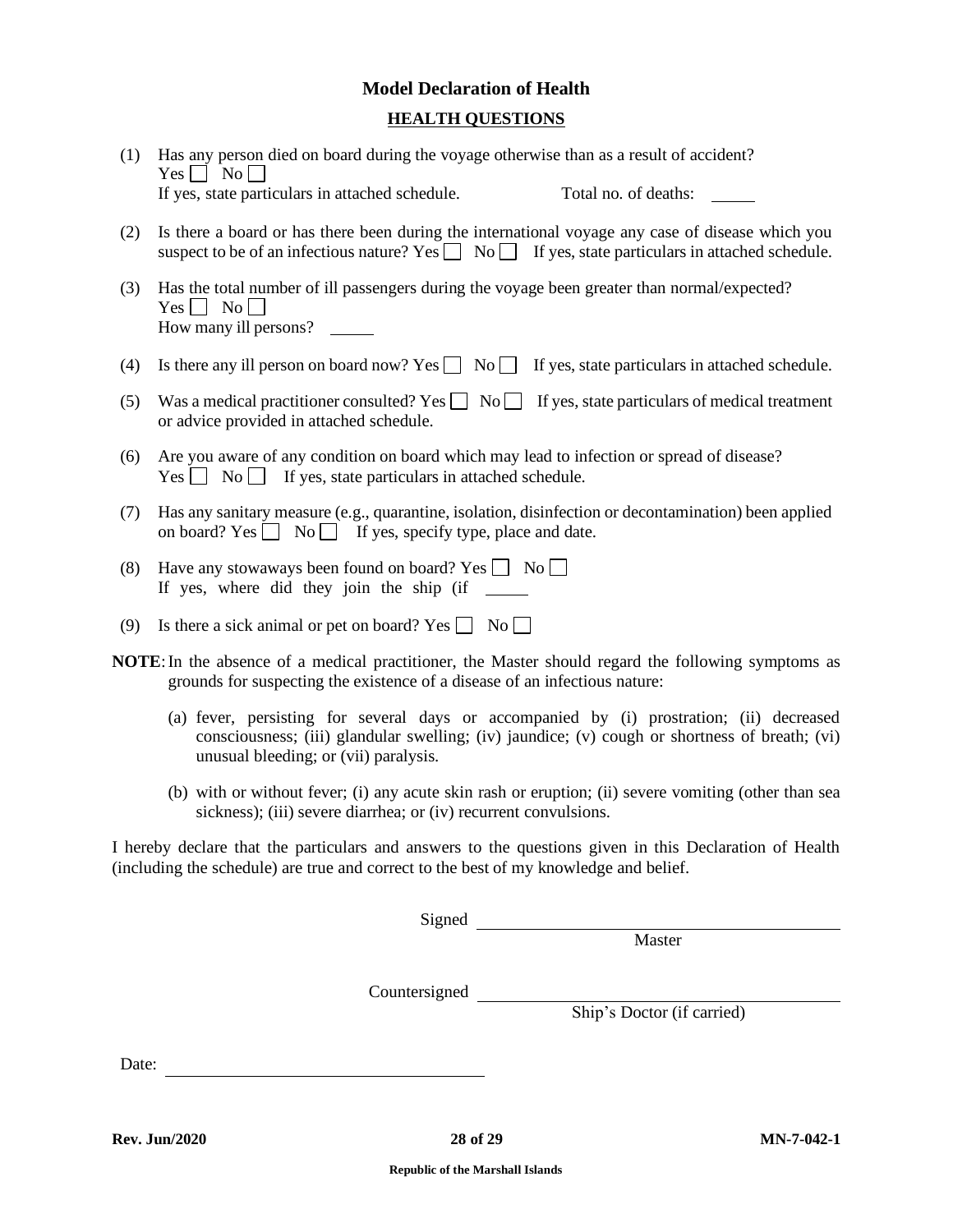## Model Declaration of Health

### HEALTH QUESTIONS

(1) Has any person died on board during the voyage otherwise than as a result of accident?
Yes ☐ No ☐
If yes, state particulars in attached schedule. Total no. of deaths: _____

(2) Is there a board or has there been during the international voyage any case of disease which you suspect to be of an infectious nature? Yes ☐ No ☐ If yes, state particulars in attached schedule.

(3) Has the total number of ill passengers during the voyage been greater than normal/expected?
Yes ☐ No ☐
How many ill persons? _____

(4) Is there any ill person on board now? Yes ☐ No ☐ If yes, state particulars in attached schedule.

(5) Was a medical practitioner consulted? Yes ☐ No ☐ If yes, state particulars of medical treatment or advice provided in attached schedule.

(6) Are you aware of any condition on board which may lead to infection or spread of disease?
Yes ☐ No ☐ If yes, state particulars in attached schedule.

(7) Has any sanitary measure (e.g., quarantine, isolation, disinfection or decontamination) been applied on board? Yes ☐ No ☐ If yes, specify type, place and date.

(8) Have any stowaways been found on board? Yes ☐ No ☐
If yes, where did they join the ship (if _____

(9) Is there a sick animal or pet on board? Yes ☐ No ☐

**NOTE**: In the absence of a medical practitioner, the Master should regard the following symptoms as grounds for suspecting the existence of a disease of an infectious nature:

(a) fever, persisting for several days or accompanied by (i) prostration; (ii) decreased consciousness; (iii) glandular swelling; (iv) jaundice; (v) cough or shortness of breath; (vi) unusual bleeding; or (vii) paralysis.

(b) with or without fever; (i) any acute skin rash or eruption; (ii) severe vomiting (other than sea sickness); (iii) severe diarrhea; or (iv) recurrent convulsions.

I hereby declare that the particulars and answers to the questions given in this Declaration of Health (including the schedule) are true and correct to the best of my knowledge and belief.

Signed ______________________________
Master

Countersigned ______________________________
Ship's Doctor (if carried)

Date: ______________________________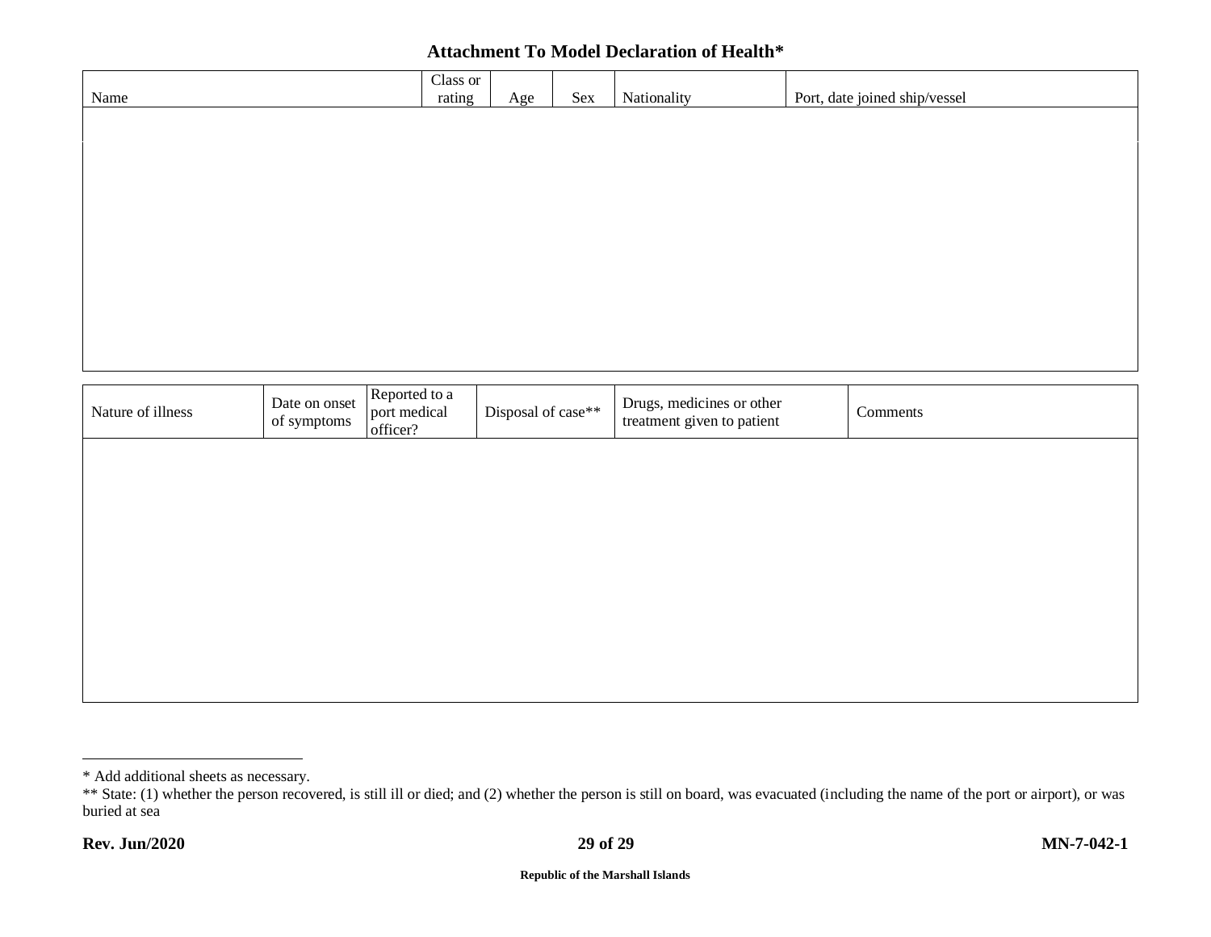# Attachment To Model Declaration of Health*

| Name | Class or rating | Age | Sex | Nationality | Port, date joined ship/vessel |
|---|---|---|---|---|---|
| | | | | | |

| Nature of illness | Date on onset of symptoms | Reported to a port medical officer? | Disposal of case** | Drugs, medicines or other treatment given to patient | Comments |
|---|---|---|---|---|---|
| | | | | | |

* Add additional sheets as necessary.

** State: (1) whether the person recovered, is still ill or died; and (2) whether the person is still on board, was evacuated (including the name of the port or airport), or was buried at sea